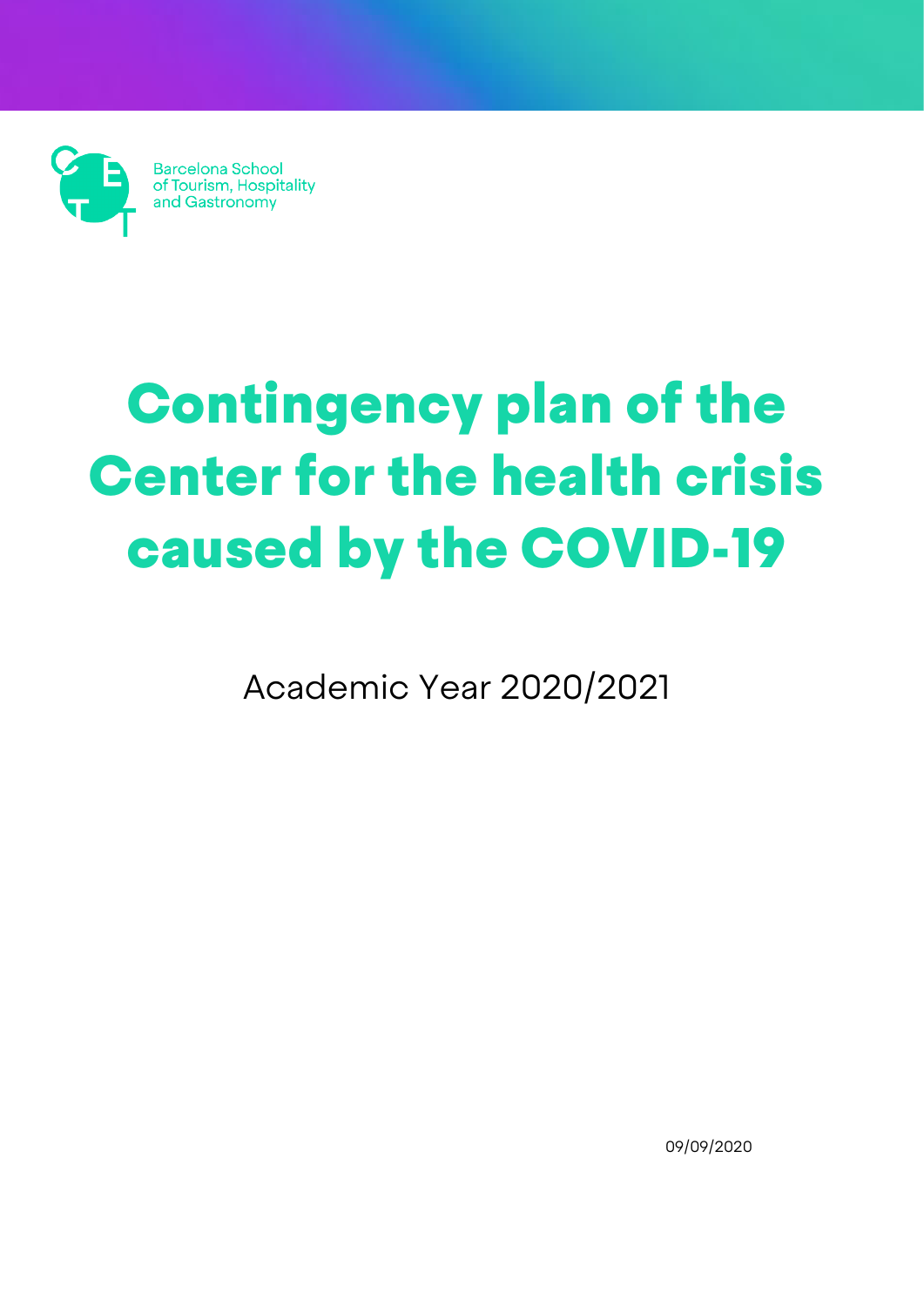Barcelona School of Tourism, Hospitality and Gastronomy

# Contingency plan of the Center for the health crisis caused by the COVID-19

Academic Year 2020/2021

09/09/2020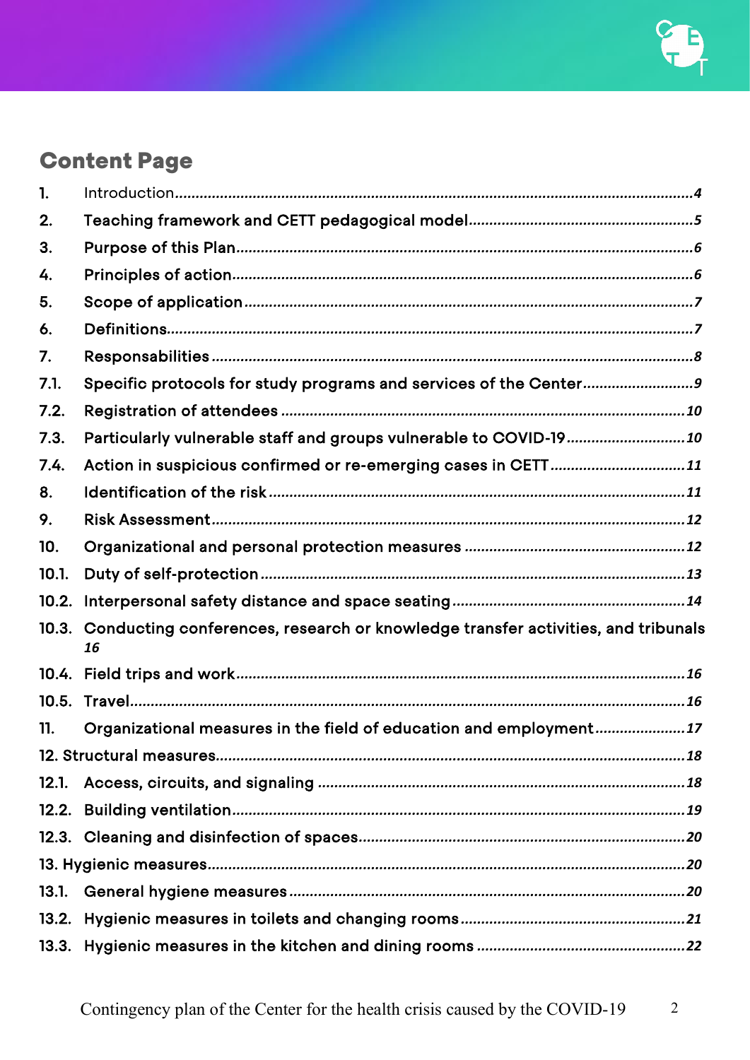## Content Page

1. Introduction....................................................................................................................4
2. Teaching framework and CETT pedagogical model......................................................5
3. Purpose of this Plan..........................................................................................................6
4. Principles of action...........................................................................................................6
5. Scope of application.........................................................................................................7
6. Definitions..........................................................................................................................7
7. Responsabilities................................................................................................................8

7.1. Specific protocols for study programs and services of the Center..........................9

7.2. Registration of attendees ..............................................................................................10

7.3. Particularly vulnerable staff and groups vulnerable to COVID-19............................10

7.4. Action in suspicious confirmed or re-emerging cases in CETT................................11

8. Identification of the risk....................................................................................................11
9. Risk Assessment...............................................................................................................12
10. Organizational and personal protection measures .....................................................12

10.1. Duty of self-protection....................................................................................................13

10.2. Interpersonal safety distance and space seating.......................................................14

10.3. Conducting conferences, research or knowledge transfer activities, and tribunals 16

10.4. Field trips and work..........................................................................................................16

10.5. Travel..................................................................................................................................16

11. Organizational measures in the field of education and employment.......................17

12. Structural measures............................................................................................................18

12.1. Access, circuits, and signaling ......................................................................................18

12.2. Building ventilation...........................................................................................................19

12.3. Cleaning and disinfection of spaces..............................................................................20

13. Hygienic measures..............................................................................................................20

13.1. General hygiene measures...............................................................................................20

13.2. Hygienic measures in toilets and changing rooms......................................................21

13.3. Hygienic measures in the kitchen and dining rooms ..................................................22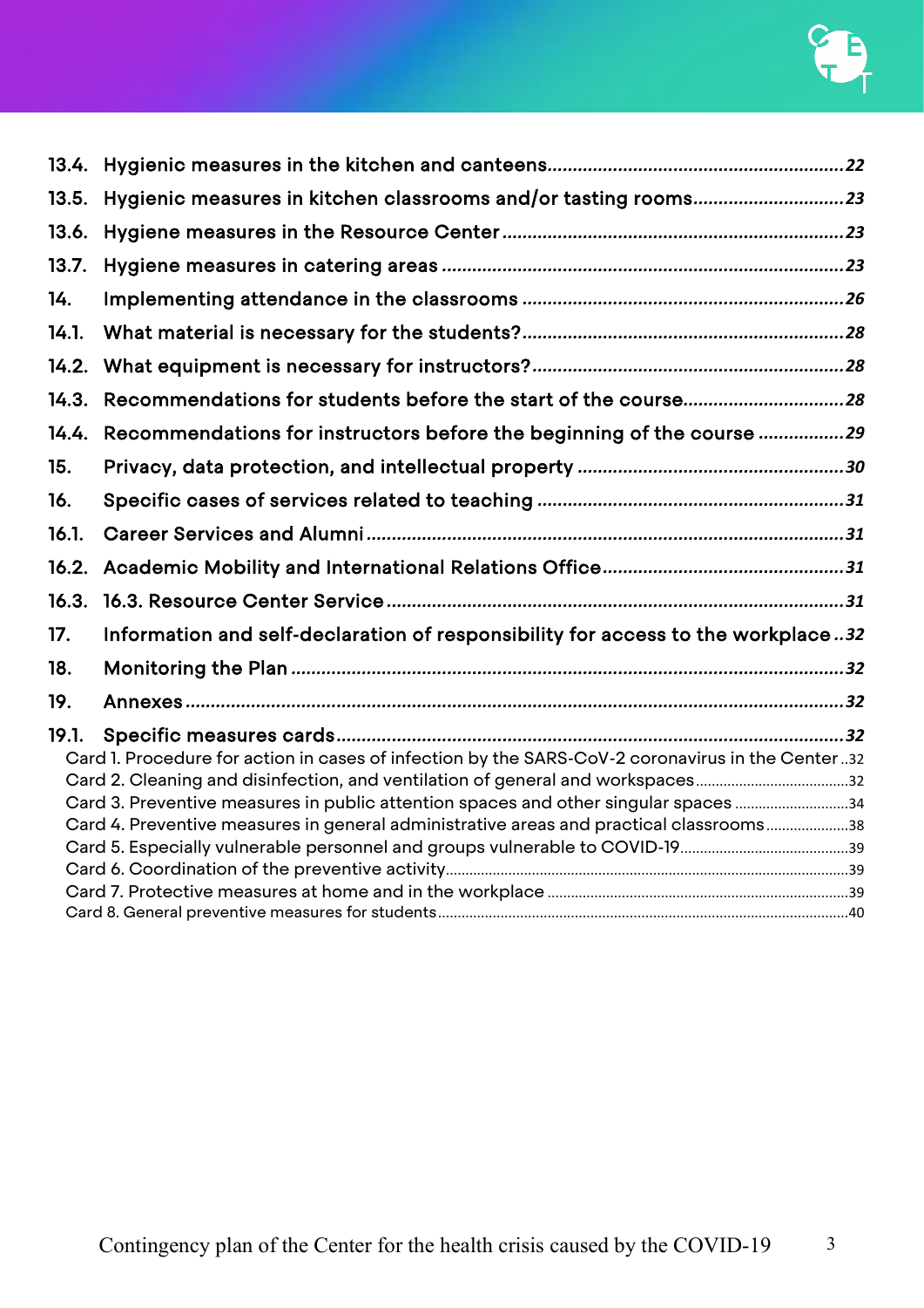- 13.4. Hygienic measures in the kitchen and canteens ........ 22
- 13.5. Hygienic measures in kitchen classrooms and/or tasting rooms ........ 23
- 13.6. Hygiene measures in the Resource Center ........ 23
- 13.7. Hygiene measures in catering areas ........ 23
- 14. Implementing attendance in the classrooms ........ 26
- 14.1. What material is necessary for the students? ........ 28
- 14.2. What equipment is necessary for instructors? ........ 28
- 14.3. Recommendations for students before the start of the course ........ 28
- 14.4. Recommendations for instructors before the beginning of the course ........ 29
- 15. Privacy, data protection, and intellectual property ........ 30
- 16. Specific cases of services related to teaching ........ 31
- 16.1. Career Services and Alumni ........ 31
- 16.2. Academic Mobility and International Relations Office ........ 31
- 16.3. 16.3. Resource Center Service ........ 31
- 17. Information and self-declaration of responsibility for access to the workplace ........ 32
- 18. Monitoring the Plan ........ 32
- 19. Annexes ........ 32
- 19.1. Specific measures cards ........ 32
  - Card 1. Procedure for action in cases of infection by the SARS-CoV-2 coronavirus in the Center ........ 32
  - Card 2. Cleaning and disinfection, and ventilation of general and workspaces ........ 32
  - Card 3. Preventive measures in public attention spaces and other singular spaces ........ 34
  - Card 4. Preventive measures in general administrative areas and practical classrooms ........ 38
  - Card 5. Especially vulnerable personnel and groups vulnerable to COVID-19 ........ 39
  - Card 6. Coordination of the preventive activity ........ 39
  - Card 7. Protective measures at home and in the workplace ........ 39
  - Card 8. General preventive measures for students ........ 40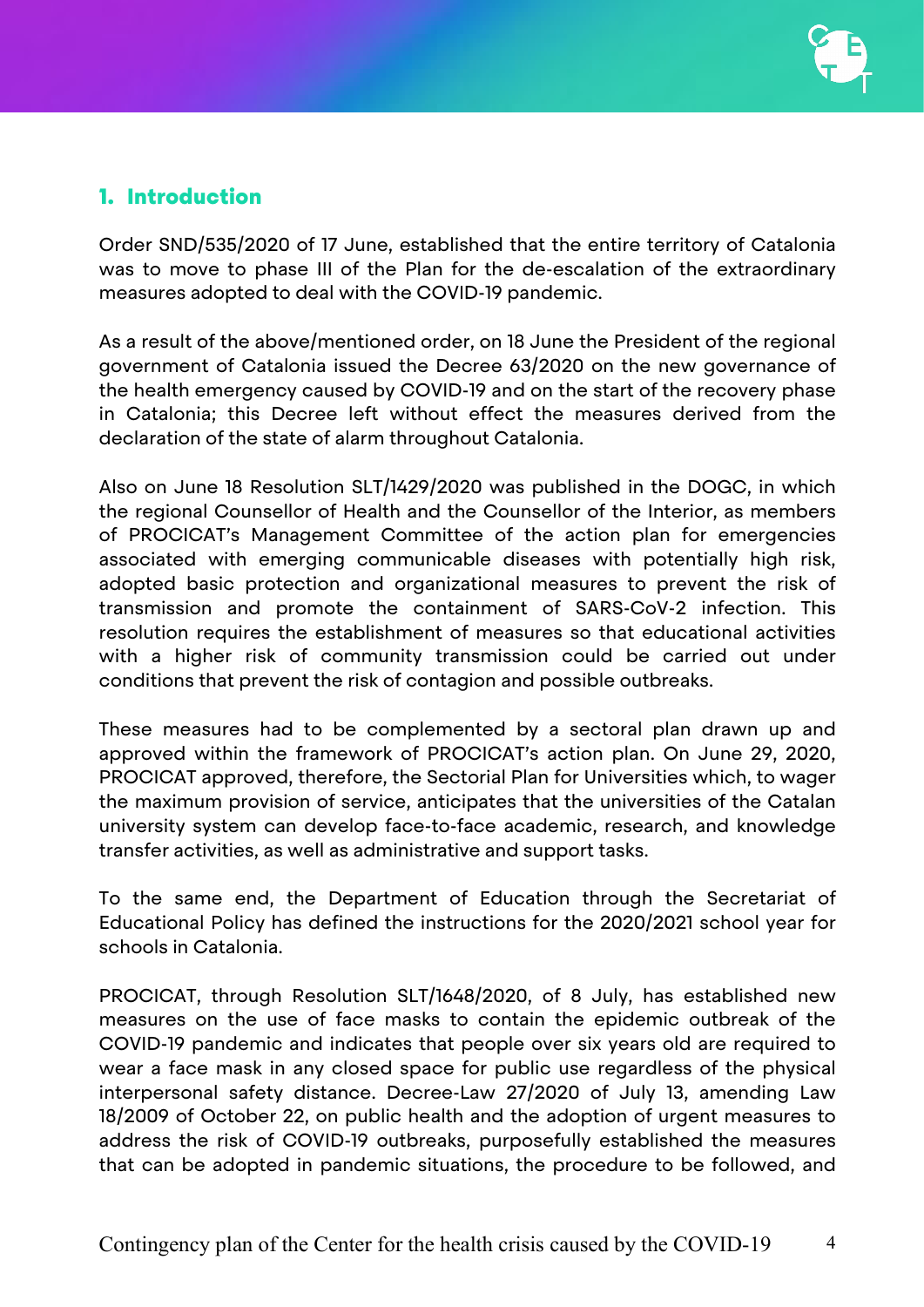## 1. Introduction

Order SND/535/2020 of 17 June, established that the entire territory of Catalonia was to move to phase III of the Plan for the de-escalation of the extraordinary measures adopted to deal with the COVID-19 pandemic.

As a result of the above/mentioned order, on 18 June the President of the regional government of Catalonia issued the Decree 63/2020 on the new governance of the health emergency caused by COVID-19 and on the start of the recovery phase in Catalonia; this Decree left without effect the measures derived from the declaration of the state of alarm throughout Catalonia.

Also on June 18 Resolution SLT/1429/2020 was published in the DOGC, in which the regional Counsellor of Health and the Counsellor of the Interior, as members of PROCICAT's Management Committee of the action plan for emergencies associated with emerging communicable diseases with potentially high risk, adopted basic protection and organizational measures to prevent the risk of transmission and promote the containment of SARS-CoV-2 infection. This resolution requires the establishment of measures so that educational activities with a higher risk of community transmission could be carried out under conditions that prevent the risk of contagion and possible outbreaks.

These measures had to be complemented by a sectoral plan drawn up and approved within the framework of PROCICAT's action plan. On June 29, 2020, PROCICAT approved, therefore, the Sectorial Plan for Universities which, to wager the maximum provision of service, anticipates that the universities of the Catalan university system can develop face-to-face academic, research, and knowledge transfer activities, as well as administrative and support tasks.

To the same end, the Department of Education through the Secretariat of Educational Policy has defined the instructions for the 2020/2021 school year for schools in Catalonia.

PROCICAT, through Resolution SLT/1648/2020, of 8 July, has established new measures on the use of face masks to contain the epidemic outbreak of the COVID-19 pandemic and indicates that people over six years old are required to wear a face mask in any closed space for public use regardless of the physical interpersonal safety distance. Decree-Law 27/2020 of July 13, amending Law 18/2009 of October 22, on public health and the adoption of urgent measures to address the risk of COVID-19 outbreaks, purposefully established the measures that can be adopted in pandemic situations, the procedure to be followed, and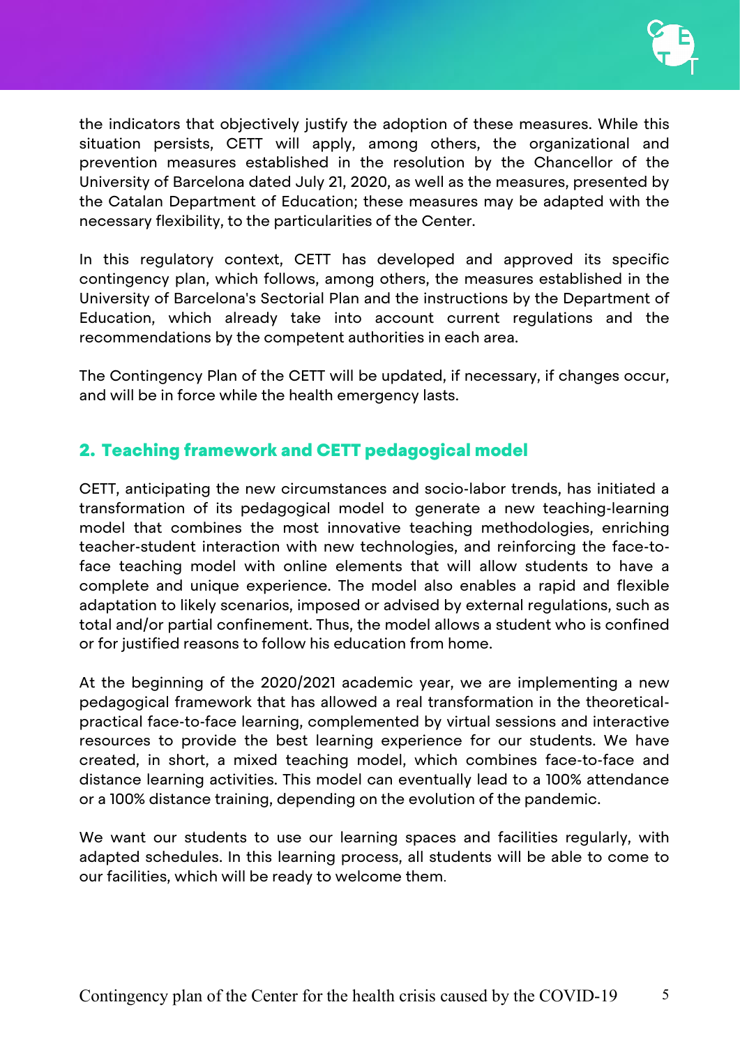the indicators that objectively justify the adoption of these measures. While this situation persists, CETT will apply, among others, the organizational and prevention measures established in the resolution by the Chancellor of the University of Barcelona dated July 21, 2020, as well as the measures, presented by the Catalan Department of Education; these measures may be adapted with the necessary flexibility, to the particularities of the Center.

In this regulatory context, CETT has developed and approved its specific contingency plan, which follows, among others, the measures established in the University of Barcelona's Sectorial Plan and the instructions by the Department of Education, which already take into account current regulations and the recommendations by the competent authorities in each area.

The Contingency Plan of the CETT will be updated, if necessary, if changes occur, and will be in force while the health emergency lasts.

## 2. Teaching framework and CETT pedagogical model

CETT, anticipating the new circumstances and socio-labor trends, has initiated a transformation of its pedagogical model to generate a new teaching-learning model that combines the most innovative teaching methodologies, enriching teacher-student interaction with new technologies, and reinforcing the face-to-face teaching model with online elements that will allow students to have a complete and unique experience. The model also enables a rapid and flexible adaptation to likely scenarios, imposed or advised by external regulations, such as total and/or partial confinement. Thus, the model allows a student who is confined or for justified reasons to follow his education from home.

At the beginning of the 2020/2021 academic year, we are implementing a new pedagogical framework that has allowed a real transformation in the theoretical-practical face-to-face learning, complemented by virtual sessions and interactive resources to provide the best learning experience for our students. We have created, in short, a mixed teaching model, which combines face-to-face and distance learning activities. This model can eventually lead to a 100% attendance or a 100% distance training, depending on the evolution of the pandemic.

We want our students to use our learning spaces and facilities regularly, with adapted schedules. In this learning process, all students will be able to come to our facilities, which will be ready to welcome them.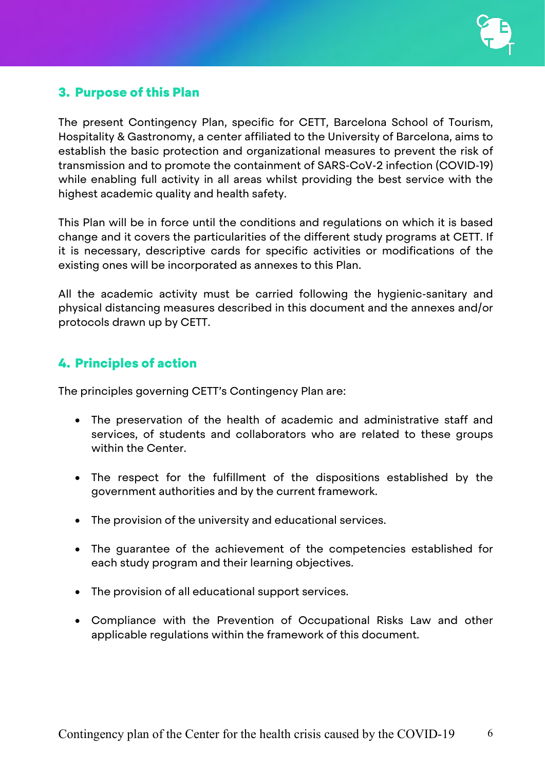## 3. Purpose of this Plan

The present Contingency Plan, specific for CETT, Barcelona School of Tourism, Hospitality & Gastronomy, a center affiliated to the University of Barcelona, aims to establish the basic protection and organizational measures to prevent the risk of transmission and to promote the containment of SARS-CoV-2 infection (COVID-19) while enabling full activity in all areas whilst providing the best service with the highest academic quality and health safety.

This Plan will be in force until the conditions and regulations on which it is based change and it covers the particularities of the different study programs at CETT. If it is necessary, descriptive cards for specific activities or modifications of the existing ones will be incorporated as annexes to this Plan.

All the academic activity must be carried following the hygienic-sanitary and physical distancing measures described in this document and the annexes and/or protocols drawn up by CETT.

## 4. Principles of action

The principles governing CETT's Contingency Plan are:

- The preservation of the health of academic and administrative staff and services, of students and collaborators who are related to these groups within the Center.
- The respect for the fulfillment of the dispositions established by the government authorities and by the current framework.
- The provision of the university and educational services.
- The guarantee of the achievement of the competencies established for each study program and their learning objectives.
- The provision of all educational support services.
- Compliance with the Prevention of Occupational Risks Law and other applicable regulations within the framework of this document.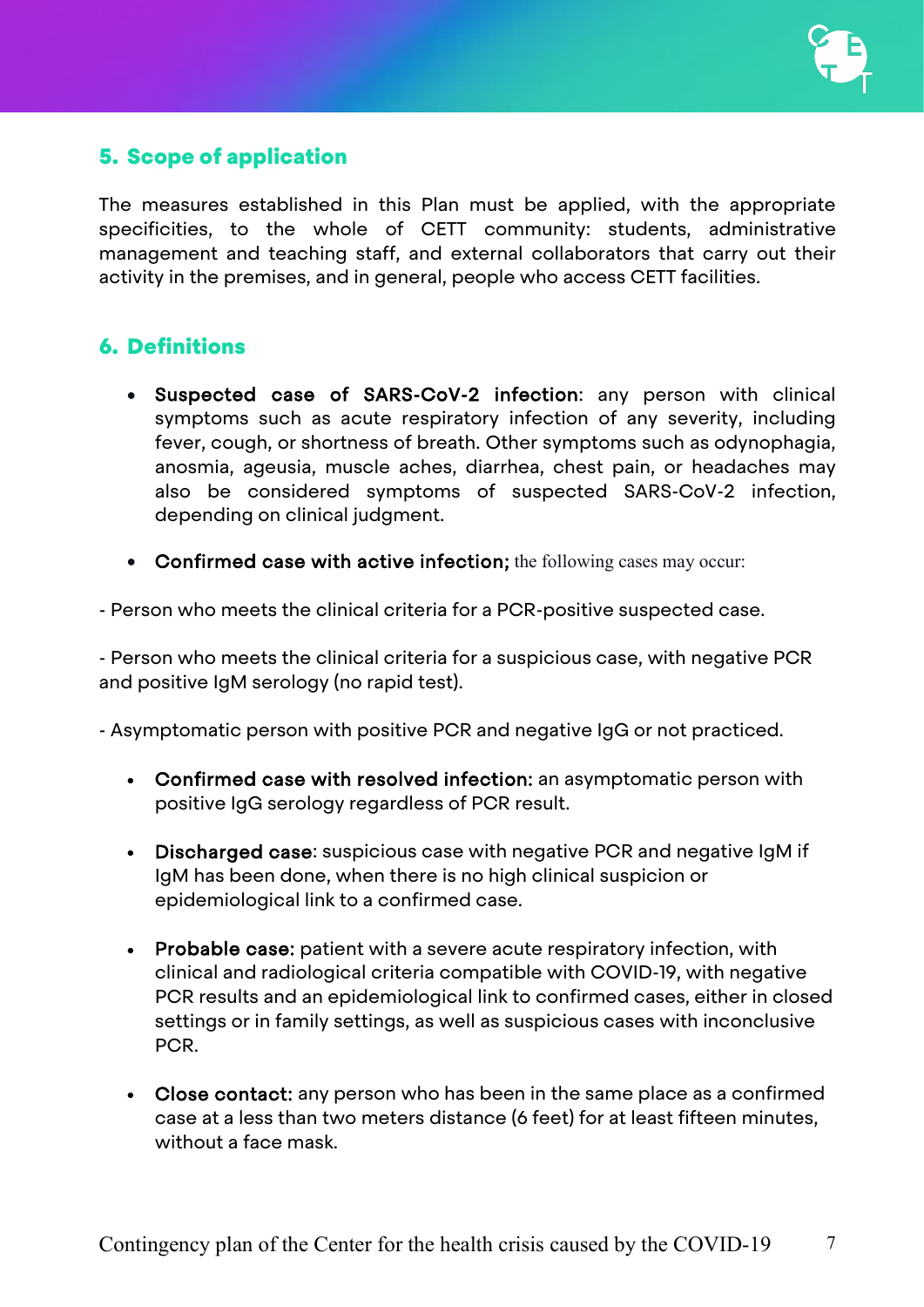## 5. Scope of application

The measures established in this Plan must be applied, with the appropriate specificities, to the whole of CETT community: students, administrative management and teaching staff, and external collaborators that carry out their activity in the premises, and in general, people who access CETT facilities.

## 6. Definitions

- **Suspected case of SARS-CoV-2 infection**: any person with clinical symptoms such as acute respiratory infection of any severity, including fever, cough, or shortness of breath. Other symptoms such as odynophagia, anosmia, ageusia, muscle aches, diarrhea, chest pain, or headaches may also be considered symptoms of suspected SARS-CoV-2 infection, depending on clinical judgment.

- **Confirmed case with active infection;** the following cases may occur:

- Person who meets the clinical criteria for a PCR-positive suspected case.

- Person who meets the clinical criteria for a suspicious case, with negative PCR and positive IgM serology (no rapid test).

- Asymptomatic person with positive PCR and negative IgG or not practiced.

- **Confirmed case with resolved infection:** an asymptomatic person with positive IgG serology regardless of PCR result.

- **Discharged case**: suspicious case with negative PCR and negative IgM if IgM has been done, when there is no high clinical suspicion or epidemiological link to a confirmed case.

- **Probable case:** patient with a severe acute respiratory infection, with clinical and radiological criteria compatible with COVID-19, with negative PCR results and an epidemiological link to confirmed cases, either in closed settings or in family settings, as well as suspicious cases with inconclusive PCR.

- **Close contact:** any person who has been in the same place as a confirmed case at a less than two meters distance (6 feet) for at least fifteen minutes, without a face mask.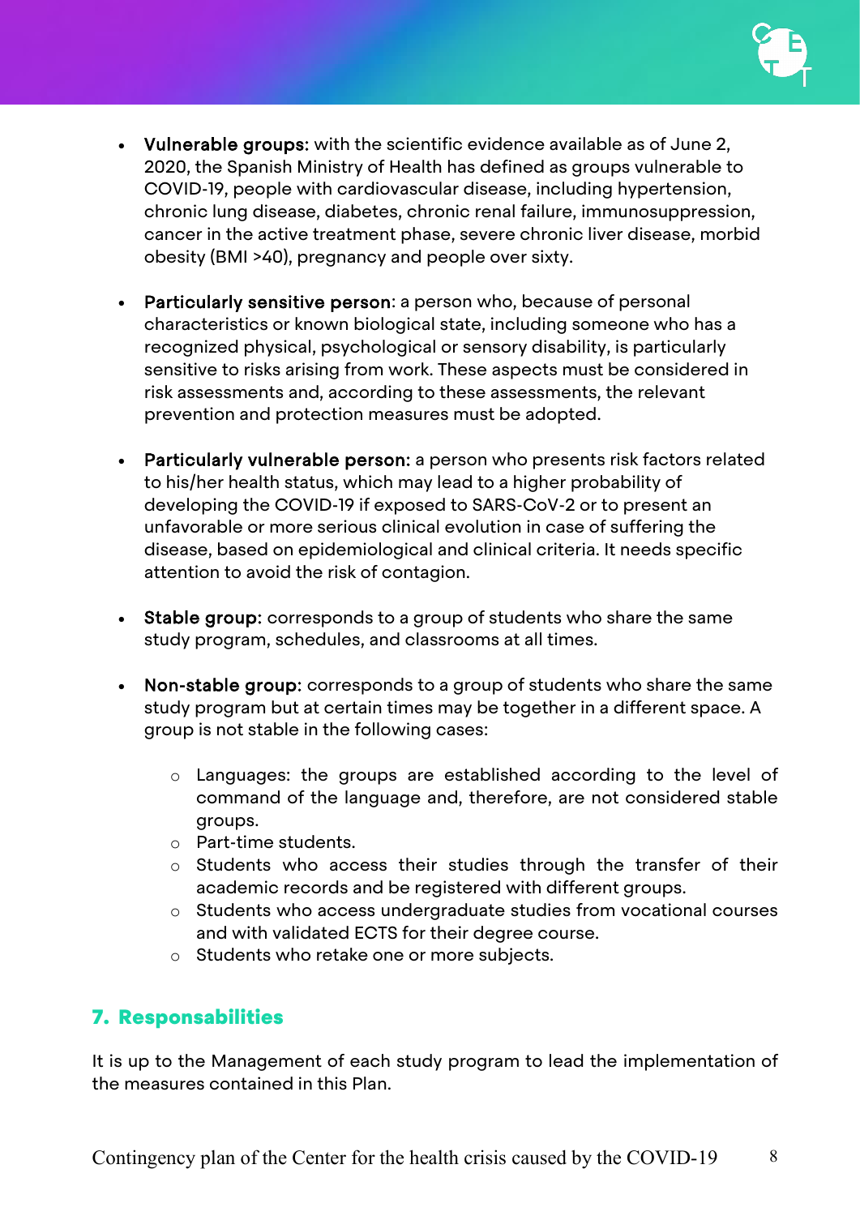- **Vulnerable groups:** with the scientific evidence available as of June 2, 2020, the Spanish Ministry of Health has defined as groups vulnerable to COVID-19, people with cardiovascular disease, including hypertension, chronic lung disease, diabetes, chronic renal failure, immunosuppression, cancer in the active treatment phase, severe chronic liver disease, morbid obesity (BMI >40), pregnancy and people over sixty.

- **Particularly sensitive person**: a person who, because of personal characteristics or known biological state, including someone who has a recognized physical, psychological or sensory disability, is particularly sensitive to risks arising from work. These aspects must be considered in risk assessments and, according to these assessments, the relevant prevention and protection measures must be adopted.

- **Particularly vulnerable person:** a person who presents risk factors related to his/her health status, which may lead to a higher probability of developing the COVID-19 if exposed to SARS-CoV-2 or to present an unfavorable or more serious clinical evolution in case of suffering the disease, based on epidemiological and clinical criteria. It needs specific attention to avoid the risk of contagion.

- **Stable group:** corresponds to a group of students who share the same study program, schedules, and classrooms at all times.

- **Non-stable group:** corresponds to a group of students who share the same study program but at certain times may be together in a different space. A group is not stable in the following cases:

    - Languages: the groups are established according to the level of command of the language and, therefore, are not considered stable groups.
    - Part-time students.
    - Students who access their studies through the transfer of their academic records and be registered with different groups.
    - Students who access undergraduate studies from vocational courses and with validated ECTS for their degree course.
    - Students who retake one or more subjects.

## 7. Responsabilities

It is up to the Management of each study program to lead the implementation of the measures contained in this Plan.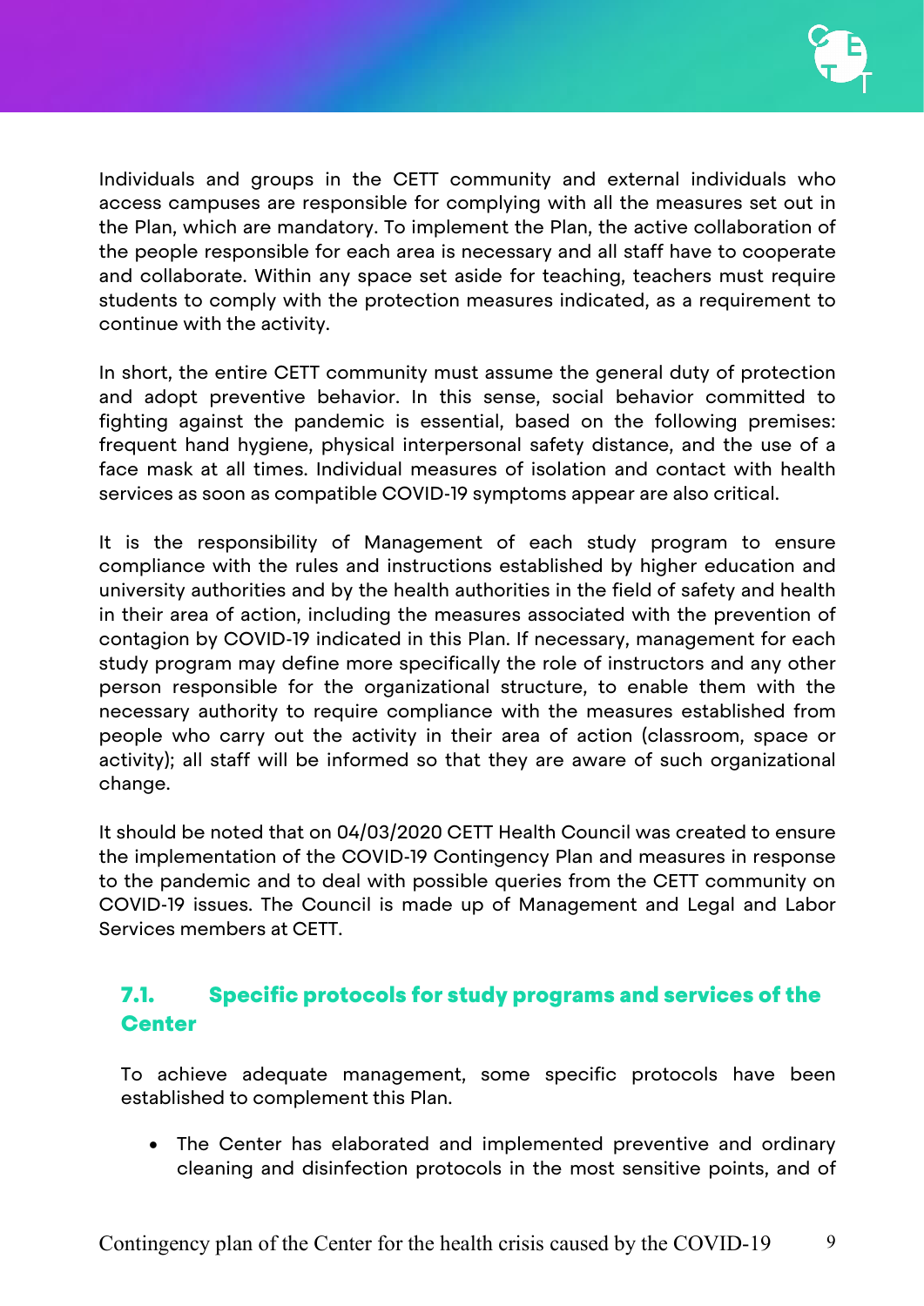Individuals and groups in the CETT community and external individuals who access campuses are responsible for complying with all the measures set out in the Plan, which are mandatory. To implement the Plan, the active collaboration of the people responsible for each area is necessary and all staff have to cooperate and collaborate. Within any space set aside for teaching, teachers must require students to comply with the protection measures indicated, as a requirement to continue with the activity.

In short, the entire CETT community must assume the general duty of protection and adopt preventive behavior. In this sense, social behavior committed to fighting against the pandemic is essential, based on the following premises: frequent hand hygiene, physical interpersonal safety distance, and the use of a face mask at all times. Individual measures of isolation and contact with health services as soon as compatible COVID-19 symptoms appear are also critical.

It is the responsibility of Management of each study program to ensure compliance with the rules and instructions established by higher education and university authorities and by the health authorities in the field of safety and health in their area of action, including the measures associated with the prevention of contagion by COVID-19 indicated in this Plan. If necessary, management for each study program may define more specifically the role of instructors and any other person responsible for the organizational structure, to enable them with the necessary authority to require compliance with the measures established from people who carry out the activity in their area of action (classroom, space or activity); all staff will be informed so that they are aware of such organizational change.

It should be noted that on 04/03/2020 CETT Health Council was created to ensure the implementation of the COVID-19 Contingency Plan and measures in response to the pandemic and to deal with possible queries from the CETT community on COVID-19 issues. The Council is made up of Management and Legal and Labor Services members at CETT.

## 7.1. Specific protocols for study programs and services of the Center

To achieve adequate management, some specific protocols have been established to complement this Plan.

- The Center has elaborated and implemented preventive and ordinary cleaning and disinfection protocols in the most sensitive points, and of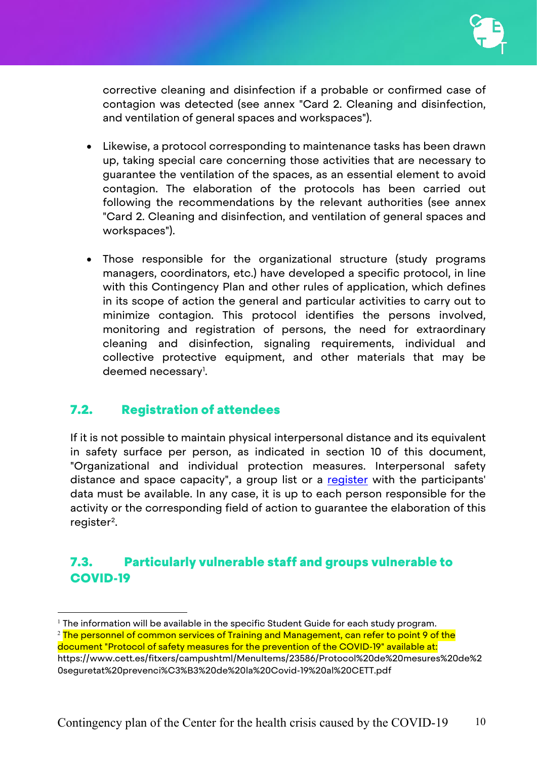corrective cleaning and disinfection if a probable or confirmed case of contagion was detected (see annex "Card 2. Cleaning and disinfection, and ventilation of general spaces and workspaces").

- Likewise, a protocol corresponding to maintenance tasks has been drawn up, taking special care concerning those activities that are necessary to guarantee the ventilation of the spaces, as an essential element to avoid contagion. The elaboration of the protocols has been carried out following the recommendations by the relevant authorities (see annex "Card 2. Cleaning and disinfection, and ventilation of general spaces and workspaces").

- Those responsible for the organizational structure (study programs managers, coordinators, etc.) have developed a specific protocol, in line with this Contingency Plan and other rules of application, which defines in its scope of action the general and particular activities to carry out to minimize contagion. This protocol identifies the persons involved, monitoring and registration of persons, the need for extraordinary cleaning and disinfection, signaling requirements, individual and collective protective equipment, and other materials that may be deemed necessary[1].

## 7.2. Registration of attendees

If it is not possible to maintain physical interpersonal distance and its equivalent in safety surface per person, as indicated in section 10 of this document, "Organizational and individual protection measures. Interpersonal safety distance and space capacity", a group list or a register with the participants' data must be available. In any case, it is up to each person responsible for the activity or the corresponding field of action to guarantee the elaboration of this register[2].

## 7.3. Particularly vulnerable staff and groups vulnerable to COVID-19

---

[1] The information will be available in the specific Student Guide for each study program.

[2] The personnel of common services of Training and Management, can refer to point 9 of the document "Protocol of safety measures for the prevention of the COVID-19" available at: https://www.cett.es/fitxers/campushtml/MenuItems/23586/Protocol%20de%20mesures%20de%20seguretat%20prevenci%C3%B3%20de%20la%20Covid-19%20al%20CETT.pdf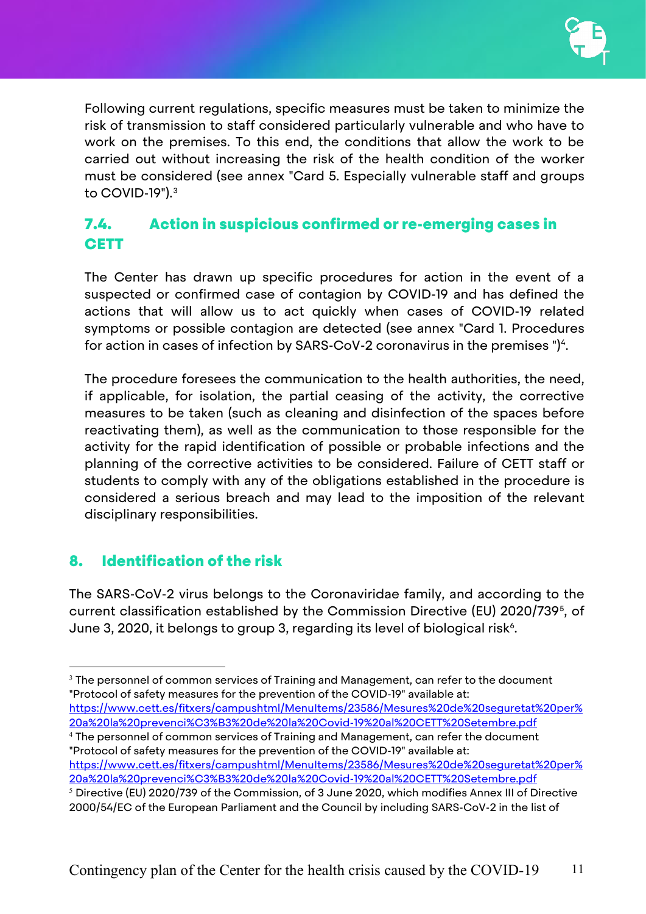Following current regulations, specific measures must be taken to minimize the risk of transmission to staff considered particularly vulnerable and who have to work on the premises. To this end, the conditions that allow the work to be carried out without increasing the risk of the health condition of the worker must be considered (see annex "Card 5. Especially vulnerable staff and groups to COVID-19").[3]

### 7.4. Action in suspicious confirmed or re-emerging cases in CETT

The Center has drawn up specific procedures for action in the event of a suspected or confirmed case of contagion by COVID-19 and has defined the actions that will allow us to act quickly when cases of COVID-19 related symptoms or possible contagion are detected (see annex "Card 1. Procedures for action in cases of infection by SARS-CoV-2 coronavirus in the premises ")[4].

The procedure foresees the communication to the health authorities, the need, if applicable, for isolation, the partial ceasing of the activity, the corrective measures to be taken (such as cleaning and disinfection of the spaces before reactivating them), as well as the communication to those responsible for the activity for the rapid identification of possible or probable infections and the planning of the corrective activities to be considered. Failure of CETT staff or students to comply with any of the obligations established in the procedure is considered a serious breach and may lead to the imposition of the relevant disciplinary responsibilities.

## 8. Identification of the risk

The SARS-CoV-2 virus belongs to the Coronaviridae family, and according to the current classification established by the Commission Directive (EU) 2020/739[5], of June 3, 2020, it belongs to group 3, regarding its level of biological risk[6].

---

[3] The personnel of common services of Training and Management, can refer to the document "Protocol of safety measures for the prevention of the COVID-19" available at: https://www.cett.es/fitxers/campushtml/MenuItems/23586/Mesures%20de%20seguretat%20per%20a%20la%20prevenci%C3%B3%20de%20la%20Covid-19%20al%20CETT%20Setembre.pdf

[4] The personnel of common services of Training and Management, can refer the document "Protocol of safety measures for the prevention of the COVID-19" available at: https://www.cett.es/fitxers/campushtml/MenuItems/23586/Mesures%20de%20seguretat%20per%20a%20la%20prevenci%C3%B3%20de%20la%20Covid-19%20al%20CETT%20Setembre.pdf

[5] Directive (EU) 2020/739 of the Commission, of 3 June 2020, which modifies Annex III of Directive 2000/54/EC of the European Parliament and the Council by including SARS-CoV-2 in the list of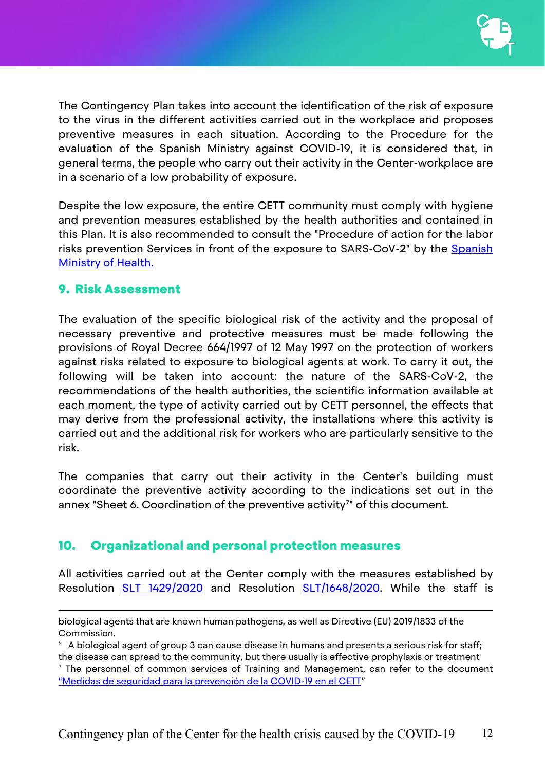The Contingency Plan takes into account the identification of the risk of exposure to the virus in the different activities carried out in the workplace and proposes preventive measures in each situation. According to the Procedure for the evaluation of the Spanish Ministry against COVID-19, it is considered that, in general terms, the people who carry out their activity in the Center-workplace are in a scenario of a low probability of exposure.

Despite the low exposure, the entire CETT community must comply with hygiene and prevention measures established by the health authorities and contained in this Plan. It is also recommended to consult the "Procedure of action for the labor risks prevention Services in front of the exposure to SARS-CoV-2" by the [Spanish Ministry of Health.]()

## 9. Risk Assessment

The evaluation of the specific biological risk of the activity and the proposal of necessary preventive and protective measures must be made following the provisions of Royal Decree 664/1997 of 12 May 1997 on the protection of workers against risks related to exposure to biological agents at work. To carry it out, the following will be taken into account: the nature of the SARS-CoV-2, the recommendations of the health authorities, the scientific information available at each moment, the type of activity carried out by CETT personnel, the effects that may derive from the professional activity, the installations where this activity is carried out and the additional risk for workers who are particularly sensitive to the risk.

The companies that carry out their activity in the Center's building must coordinate the preventive activity according to the indications set out in the annex "Sheet 6. Coordination of the preventive activity[7]" of this document.

## 10. Organizational and personal protection measures

All activities carried out at the Center comply with the measures established by Resolution [SLT 1429/2020]() and Resolution [SLT/1648/2020](). While the staff is

---

biological agents that are known human pathogens, as well as Directive (EU) 2019/1833 of the Commission.

[6] A biological agent of group 3 can cause disease in humans and presents a serious risk for staff; the disease can spread to the community, but there usually is effective prophylaxis or treatment

[7] The personnel of common services of Training and Management, can refer to the document [“Medidas de seguridad para la prevención de la COVID-19 en el CETT]()”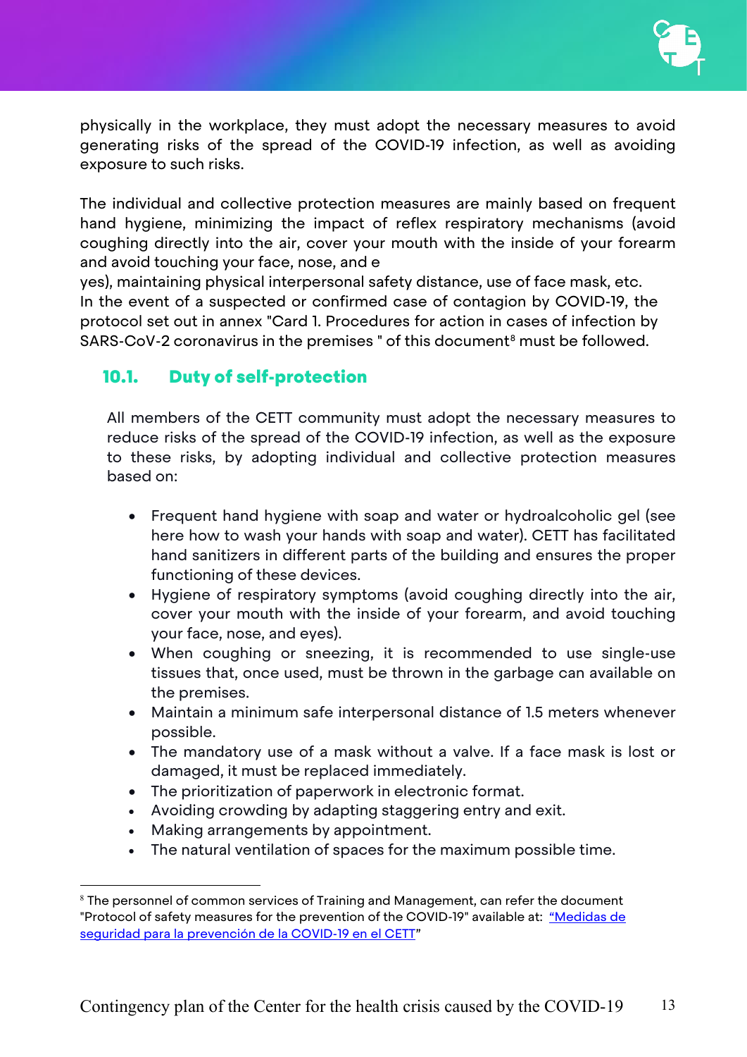physically in the workplace, they must adopt the necessary measures to avoid generating risks of the spread of the COVID-19 infection, as well as avoiding exposure to such risks.

The individual and collective protection measures are mainly based on frequent hand hygiene, minimizing the impact of reflex respiratory mechanisms (avoid coughing directly into the air, cover your mouth with the inside of your forearm and avoid touching your face, nose, and e
yes), maintaining physical interpersonal safety distance, use of face mask, etc.
In the event of a suspected or confirmed case of contagion by COVID-19, the protocol set out in annex "Card 1. Procedures for action in cases of infection by SARS-CoV-2 coronavirus in the premises " of this document[8] must be followed.

## 10.1. Duty of self-protection

All members of the CETT community must adopt the necessary measures to reduce risks of the spread of the COVID-19 infection, as well as the exposure to these risks, by adopting individual and collective protection measures based on:

- Frequent hand hygiene with soap and water or hydroalcoholic gel (see here how to wash your hands with soap and water). CETT has facilitated hand sanitizers in different parts of the building and ensures the proper functioning of these devices.
- Hygiene of respiratory symptoms (avoid coughing directly into the air, cover your mouth with the inside of your forearm, and avoid touching your face, nose, and eyes).
- When coughing or sneezing, it is recommended to use single-use tissues that, once used, must be thrown in the garbage can available on the premises.
- Maintain a minimum safe interpersonal distance of 1.5 meters whenever possible.
- The mandatory use of a mask without a valve. If a face mask is lost or damaged, it must be replaced immediately.
- The prioritization of paperwork in electronic format.
- Avoiding crowding by adapting staggering entry and exit.
- Making arrangements by appointment.
- The natural ventilation of spaces for the maximum possible time.

[8] The personnel of common services of Training and Management, can refer the document "Protocol of safety measures for the prevention of the COVID-19" available at: "Medidas de seguridad para la prevención de la COVID-19 en el CETT"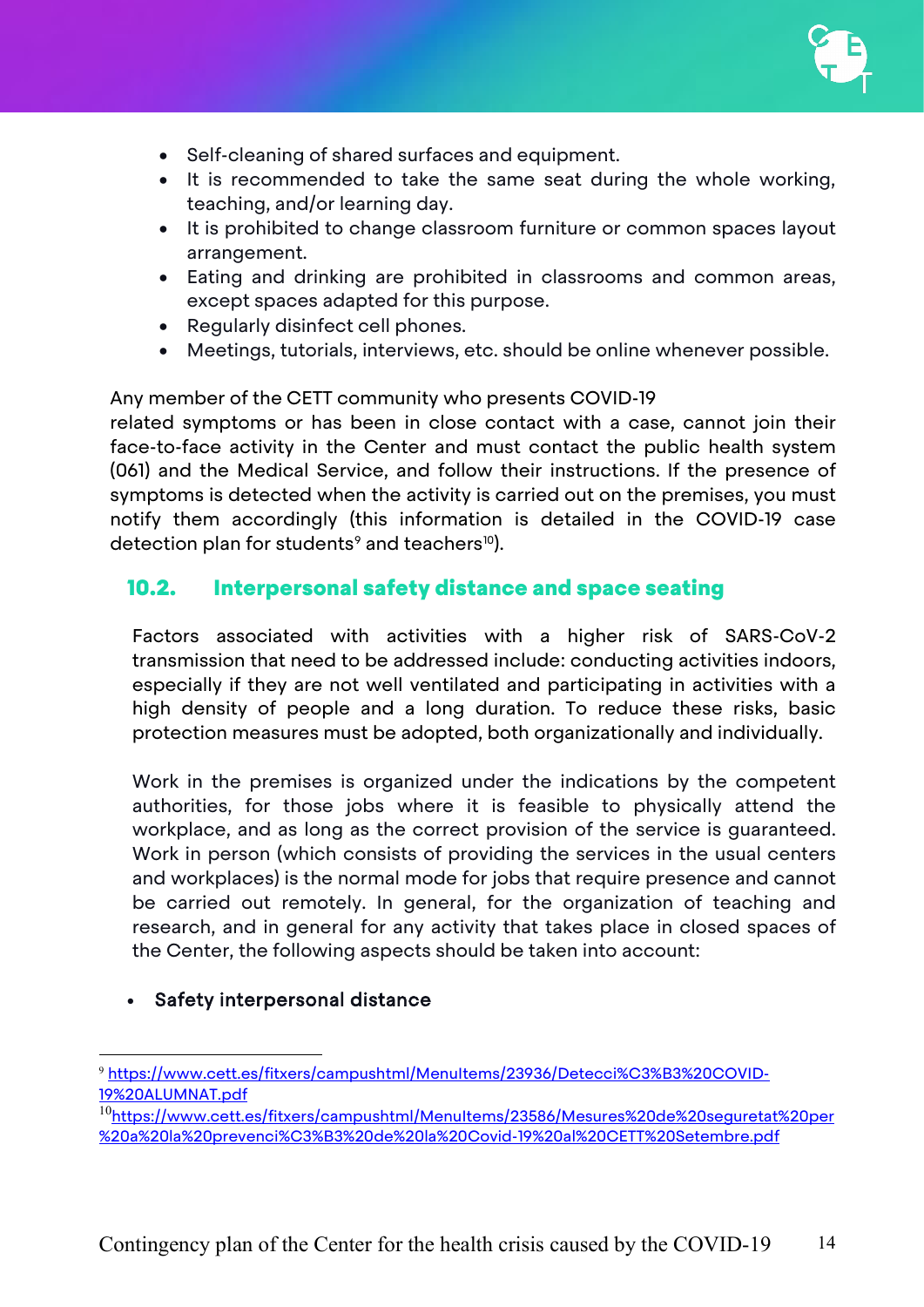- Self-cleaning of shared surfaces and equipment.
- It is recommended to take the same seat during the whole working, teaching, and/or learning day.
- It is prohibited to change classroom furniture or common spaces layout arrangement.
- Eating and drinking are prohibited in classrooms and common areas, except spaces adapted for this purpose.
- Regularly disinfect cell phones.
- Meetings, tutorials, interviews, etc. should be online whenever possible.

Any member of the CETT community who presents COVID-19 related symptoms or has been in close contact with a case, cannot join their face-to-face activity in the Center and must contact the public health system (061) and the Medical Service, and follow their instructions. If the presence of symptoms is detected when the activity is carried out on the premises, you must notify them accordingly (this information is detailed in the COVID-19 case detection plan for students[9] and teachers[10]).

## 10.2. Interpersonal safety distance and space seating

Factors associated with activities with a higher risk of SARS-CoV-2 transmission that need to be addressed include: conducting activities indoors, especially if they are not well ventilated and participating in activities with a high density of people and a long duration. To reduce these risks, basic protection measures must be adopted, both organizationally and individually.

Work in the premises is organized under the indications by the competent authorities, for those jobs where it is feasible to physically attend the workplace, and as long as the correct provision of the service is guaranteed. Work in person (which consists of providing the services in the usual centers and workplaces) is the normal mode for jobs that require presence and cannot be carried out remotely. In general, for the organization of teaching and research, and in general for any activity that takes place in closed spaces of the Center, the following aspects should be taken into account:

- **Safety interpersonal distance**

---

[9] https://www.cett.es/fitxers/campushtml/MenuItems/23936/Detecci%C3%B3%20COVID-19%20ALUMNAT.pdf

[10] https://www.cett.es/fitxers/campushtml/MenuItems/23586/Mesures%20de%20seguretat%20per%20a%20la%20prevenci%C3%B3%20de%20la%20Covid-19%20al%20CETT%20Setembre.pdf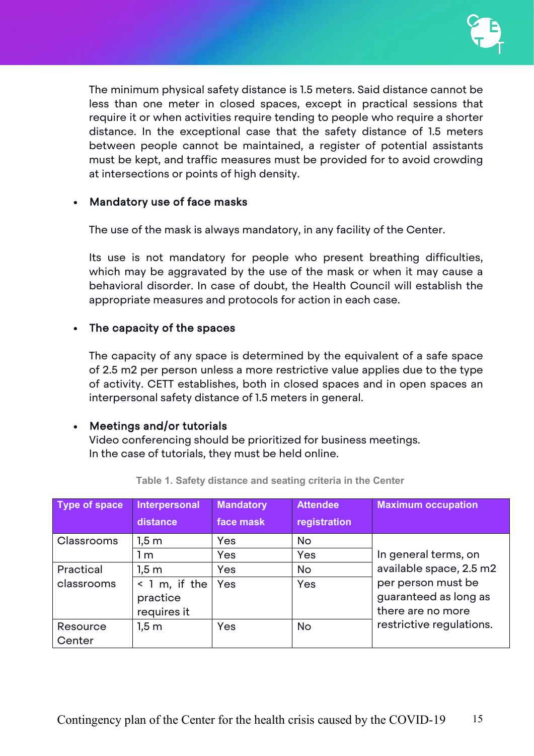The minimum physical safety distance is 1.5 meters. Said distance cannot be less than one meter in closed spaces, except in practical sessions that require it or when activities require tending to people who require a shorter distance. In the exceptional case that the safety distance of 1.5 meters between people cannot be maintained, a register of potential assistants must be kept, and traffic measures must be provided for to avoid crowding at intersections or points of high density.

- **Mandatory use of face masks**

  The use of the mask is always mandatory, in any facility of the Center.

  Its use is not mandatory for people who present breathing difficulties, which may be aggravated by the use of the mask or when it may cause a behavioral disorder. In case of doubt, the Health Council will establish the appropriate measures and protocols for action in each case.

- **The capacity of the spaces**

  The capacity of any space is determined by the equivalent of a safe space of 2.5 m2 per person unless a more restrictive value applies due to the type of activity. CETT establishes, both in closed spaces and in open spaces an interpersonal safety distance of 1.5 meters in general.

- **Meetings and/or tutorials**
  Video conferencing should be prioritized for business meetings.
  In the case of tutorials, they must be held online.

**Table 1. Safety distance and seating criteria in the Center**

| Type of space | Interpersonal distance | Mandatory face mask | Attendee registration | Maximum occupation |
|---|---|---|---|---|
| Classrooms | 1,5 m | Yes | No | In general terms, on available space, 2.5 m2 per person must be guaranteed as long as there are no more restrictive regulations. |
| | 1 m | Yes | Yes | |
| Practical classrooms | 1,5 m | Yes | No | |
| | < 1 m, if the practice requires it | Yes | Yes | |
| Resource Center | 1,5 m | Yes | No | |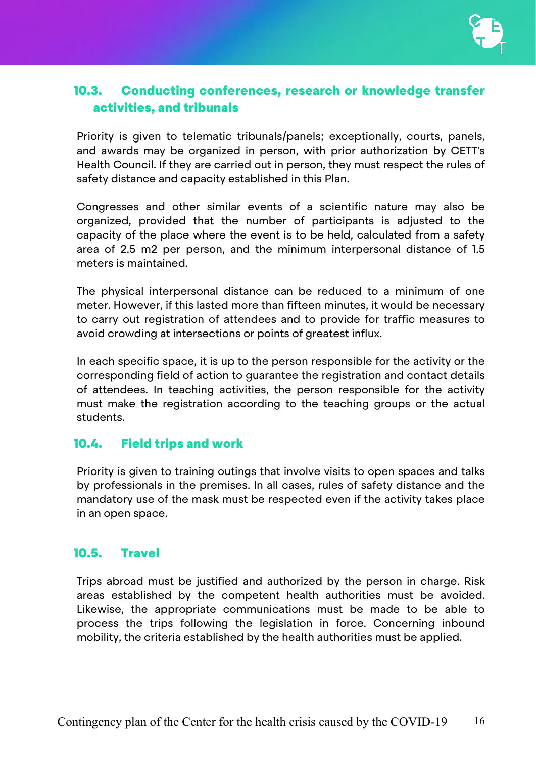### 10.3. Conducting conferences, research or knowledge transfer activities, and tribunals

Priority is given to telematic tribunals/panels; exceptionally, courts, panels, and awards may be organized in person, with prior authorization by CETT's Health Council. If they are carried out in person, they must respect the rules of safety distance and capacity established in this Plan.

Congresses and other similar events of a scientific nature may also be organized, provided that the number of participants is adjusted to the capacity of the place where the event is to be held, calculated from a safety area of 2.5 m2 per person, and the minimum interpersonal distance of 1.5 meters is maintained.

The physical interpersonal distance can be reduced to a minimum of one meter. However, if this lasted more than fifteen minutes, it would be necessary to carry out registration of attendees and to provide for traffic measures to avoid crowding at intersections or points of greatest influx.

In each specific space, it is up to the person responsible for the activity or the corresponding field of action to guarantee the registration and contact details of attendees. In teaching activities, the person responsible for the activity must make the registration according to the teaching groups or the actual students.

### 10.4. Field trips and work

Priority is given to training outings that involve visits to open spaces and talks by professionals in the premises. In all cases, rules of safety distance and the mandatory use of the mask must be respected even if the activity takes place in an open space.

### 10.5. Travel

Trips abroad must be justified and authorized by the person in charge. Risk areas established by the competent health authorities must be avoided. Likewise, the appropriate communications must be made to be able to process the trips following the legislation in force. Concerning inbound mobility, the criteria established by the health authorities must be applied.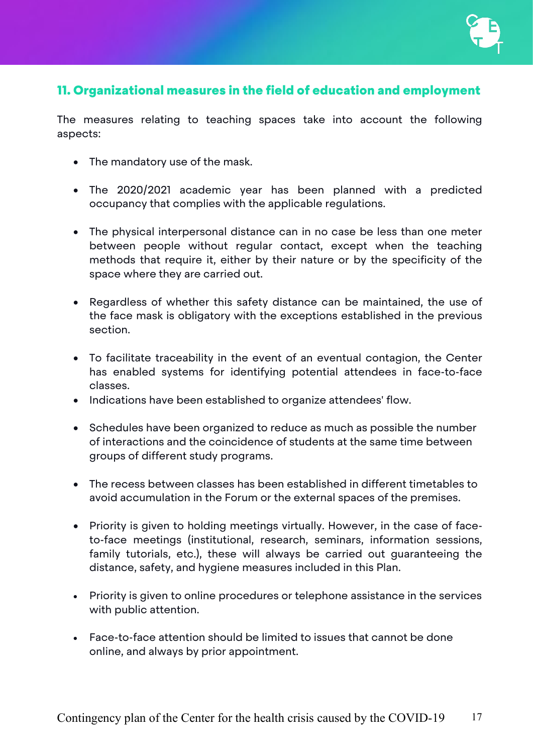## 11. Organizational measures in the field of education and employment

The measures relating to teaching spaces take into account the following aspects:

- The mandatory use of the mask.
- The 2020/2021 academic year has been planned with a predicted occupancy that complies with the applicable regulations.
- The physical interpersonal distance can in no case be less than one meter between people without regular contact, except when the teaching methods that require it, either by their nature or by the specificity of the space where they are carried out.
- Regardless of whether this safety distance can be maintained, the use of the face mask is obligatory with the exceptions established in the previous section.
- To facilitate traceability in the event of an eventual contagion, the Center has enabled systems for identifying potential attendees in face-to-face classes.
- Indications have been established to organize attendees' flow.
- Schedules have been organized to reduce as much as possible the number of interactions and the coincidence of students at the same time between groups of different study programs.
- The recess between classes has been established in different timetables to avoid accumulation in the Forum or the external spaces of the premises.
- Priority is given to holding meetings virtually. However, in the case of face-to-face meetings (institutional, research, seminars, information sessions, family tutorials, etc.), these will always be carried out guaranteeing the distance, safety, and hygiene measures included in this Plan.
- Priority is given to online procedures or telephone assistance in the services with public attention.
- Face-to-face attention should be limited to issues that cannot be done online, and always by prior appointment.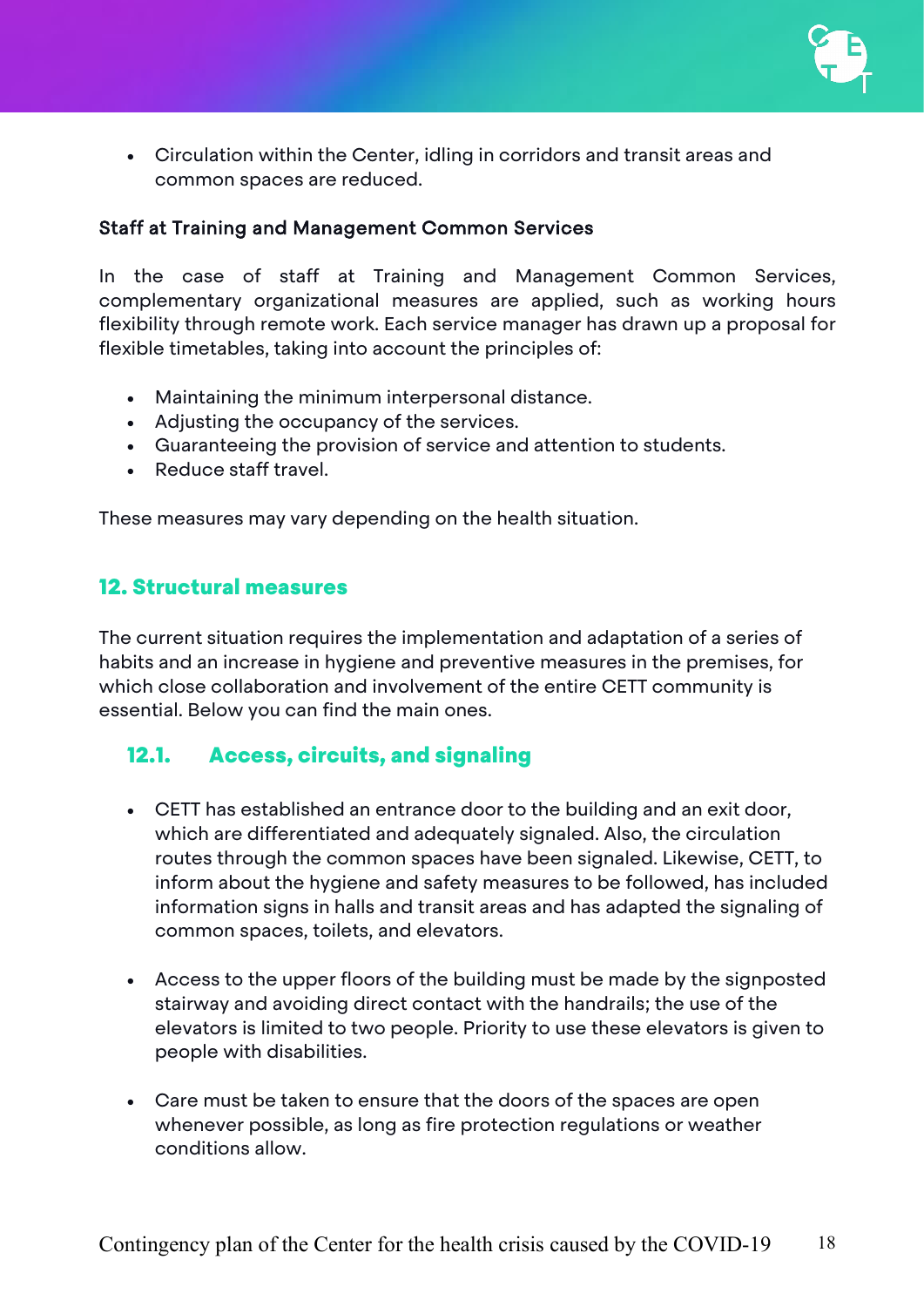- Circulation within the Center, idling in corridors and transit areas and common spaces are reduced.

**Staff at Training and Management Common Services**

In the case of staff at Training and Management Common Services, complementary organizational measures are applied, such as working hours flexibility through remote work. Each service manager has drawn up a proposal for flexible timetables, taking into account the principles of:

- Maintaining the minimum interpersonal distance.
- Adjusting the occupancy of the services.
- Guaranteeing the provision of service and attention to students.
- Reduce staff travel.

These measures may vary depending on the health situation.

## 12. Structural measures

The current situation requires the implementation and adaptation of a series of habits and an increase in hygiene and preventive measures in the premises, for which close collaboration and involvement of the entire CETT community is essential. Below you can find the main ones.

### 12.1. Access, circuits, and signaling

- CETT has established an entrance door to the building and an exit door, which are differentiated and adequately signaled. Also, the circulation routes through the common spaces have been signaled. Likewise, CETT, to inform about the hygiene and safety measures to be followed, has included information signs in halls and transit areas and has adapted the signaling of common spaces, toilets, and elevators.

- Access to the upper floors of the building must be made by the signposted stairway and avoiding direct contact with the handrails; the use of the elevators is limited to two people. Priority to use these elevators is given to people with disabilities.

- Care must be taken to ensure that the doors of the spaces are open whenever possible, as long as fire protection regulations or weather conditions allow.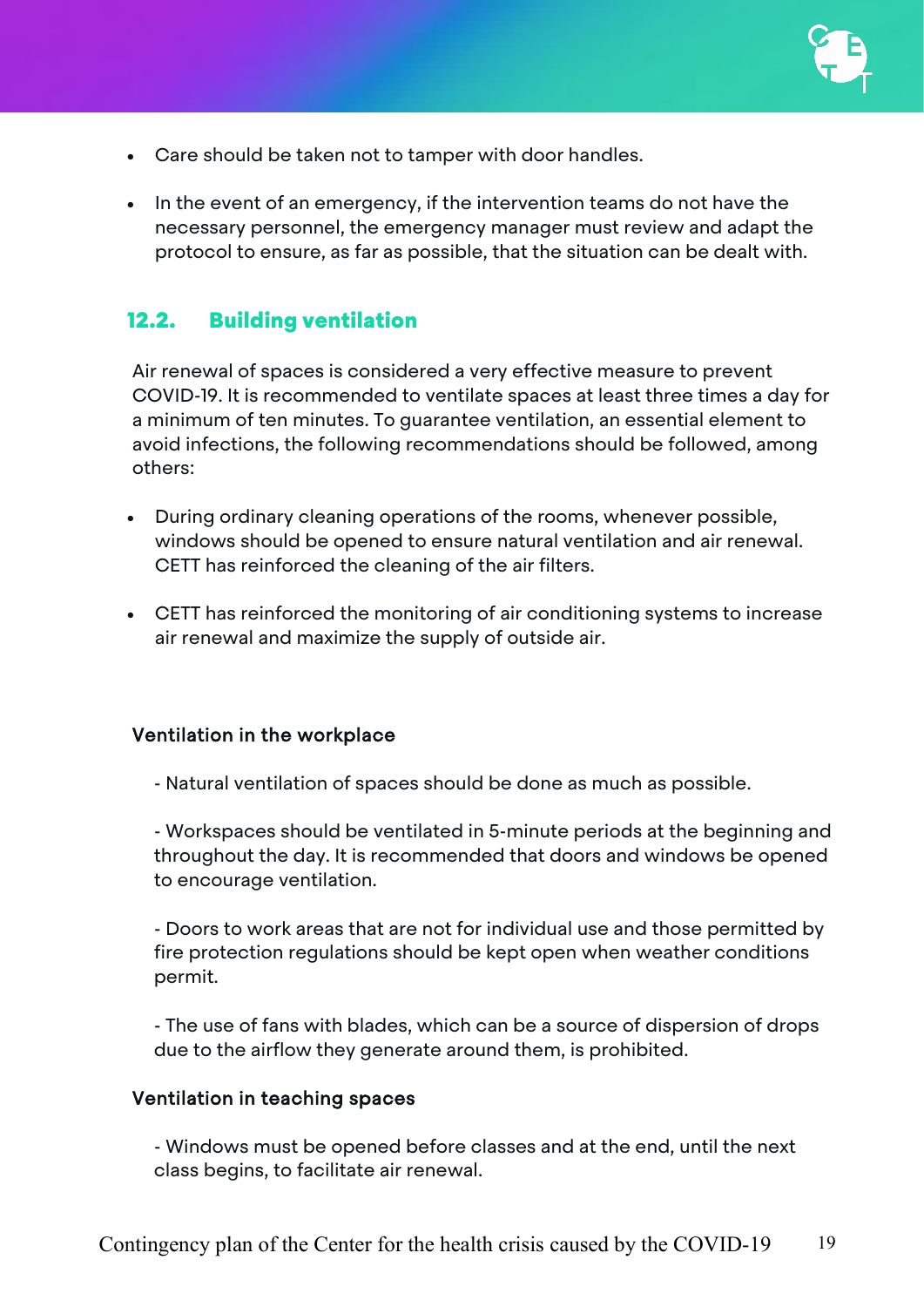- Care should be taken not to tamper with door handles.

- In the event of an emergency, if the intervention teams do not have the necessary personnel, the emergency manager must review and adapt the protocol to ensure, as far as possible, that the situation can be dealt with.

## 12.2. Building ventilation

Air renewal of spaces is considered a very effective measure to prevent COVID-19. It is recommended to ventilate spaces at least three times a day for a minimum of ten minutes. To guarantee ventilation, an essential element to avoid infections, the following recommendations should be followed, among others:

- During ordinary cleaning operations of the rooms, whenever possible, windows should be opened to ensure natural ventilation and air renewal. CETT has reinforced the cleaning of the air filters.

- CETT has reinforced the monitoring of air conditioning systems to increase air renewal and maximize the supply of outside air.

### Ventilation in the workplace

- Natural ventilation of spaces should be done as much as possible.

- Workspaces should be ventilated in 5-minute periods at the beginning and throughout the day. It is recommended that doors and windows be opened to encourage ventilation.

- Doors to work areas that are not for individual use and those permitted by fire protection regulations should be kept open when weather conditions permit.

- The use of fans with blades, which can be a source of dispersion of drops due to the airflow they generate around them, is prohibited.

### Ventilation in teaching spaces

- Windows must be opened before classes and at the end, until the next class begins, to facilitate air renewal.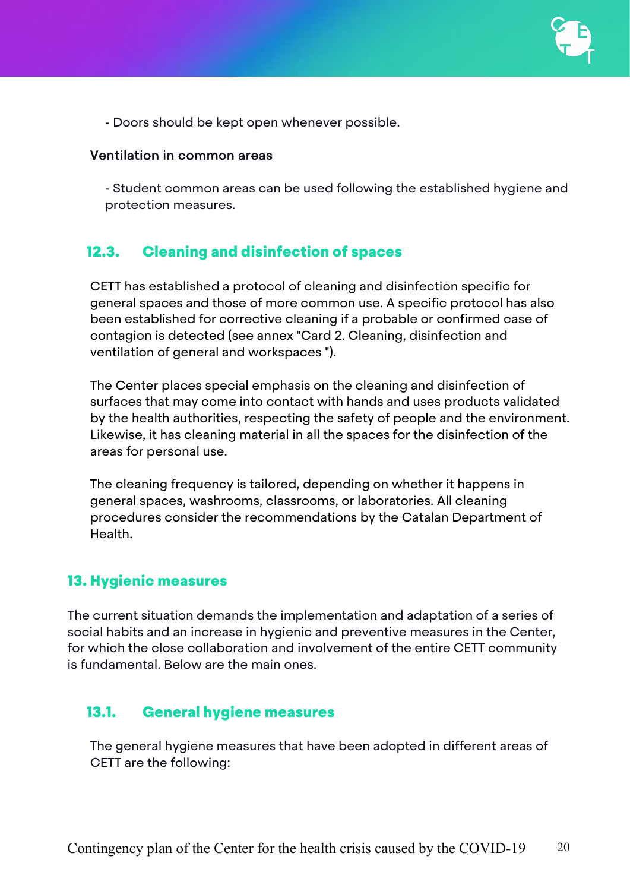- Doors should be kept open whenever possible.

**Ventilation in common areas**

- Student common areas can be used following the established hygiene and protection measures.

### 12.3. Cleaning and disinfection of spaces

CETT has established a protocol of cleaning and disinfection specific for general spaces and those of more common use. A specific protocol has also been established for corrective cleaning if a probable or confirmed case of contagion is detected (see annex "Card 2. Cleaning, disinfection and ventilation of general and workspaces ").

The Center places special emphasis on the cleaning and disinfection of surfaces that may come into contact with hands and uses products validated by the health authorities, respecting the safety of people and the environment. Likewise, it has cleaning material in all the spaces for the disinfection of the areas for personal use.

The cleaning frequency is tailored, depending on whether it happens in general spaces, washrooms, classrooms, or laboratories. All cleaning procedures consider the recommendations by the Catalan Department of Health.

## 13. Hygienic measures

The current situation demands the implementation and adaptation of a series of social habits and an increase in hygienic and preventive measures in the Center, for which the close collaboration and involvement of the entire CETT community is fundamental. Below are the main ones.

### 13.1. General hygiene measures

The general hygiene measures that have been adopted in different areas of CETT are the following: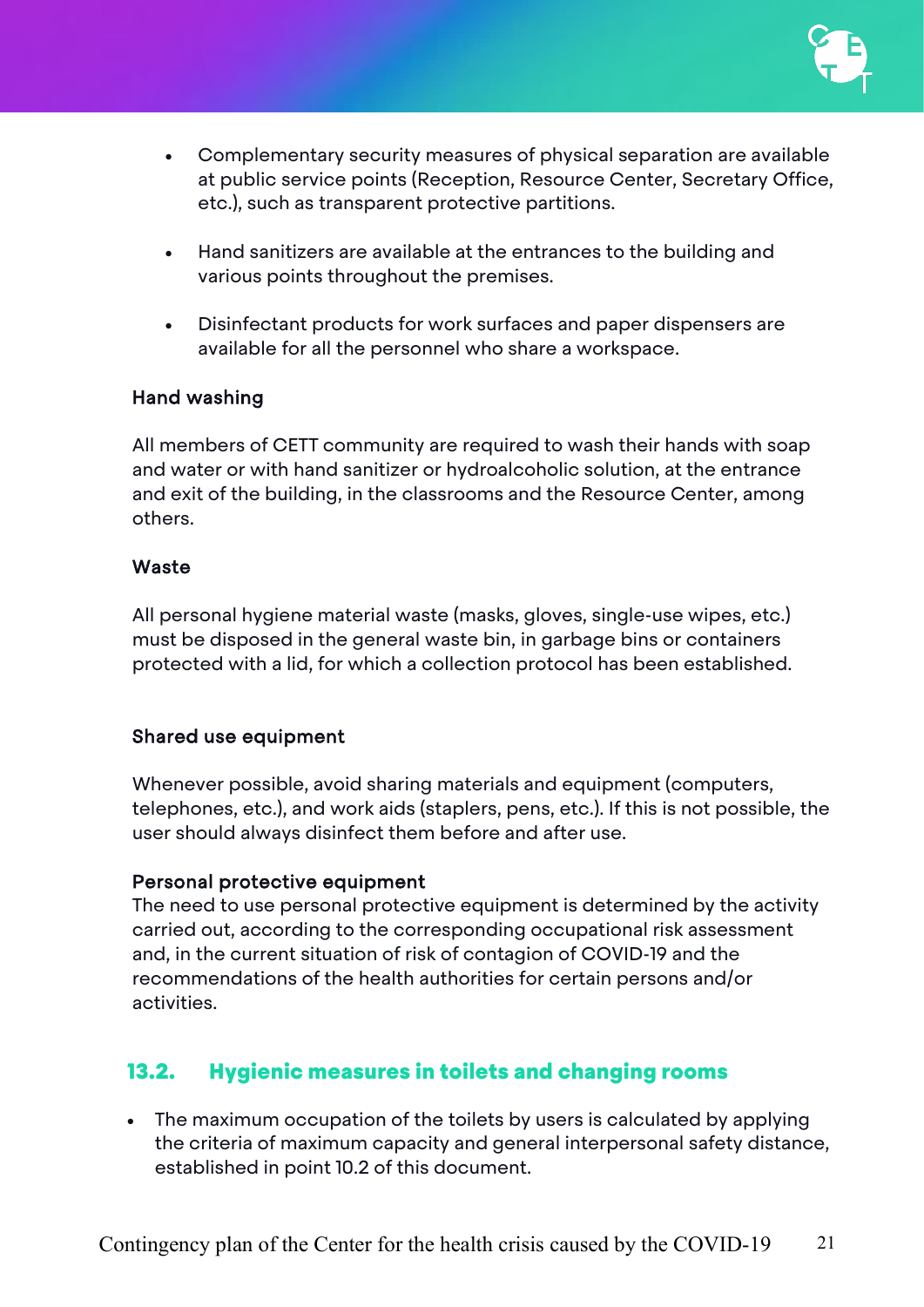- Complementary security measures of physical separation are available at public service points (Reception, Resource Center, Secretary Office, etc.), such as transparent protective partitions.
- Hand sanitizers are available at the entrances to the building and various points throughout the premises.
- Disinfectant products for work surfaces and paper dispensers are available for all the personnel who share a workspace.

**Hand washing**

All members of CETT community are required to wash their hands with soap and water or with hand sanitizer or hydroalcoholic solution, at the entrance and exit of the building, in the classrooms and the Resource Center, among others.

**Waste**

All personal hygiene material waste (masks, gloves, single-use wipes, etc.) must be disposed in the general waste bin, in garbage bins or containers protected with a lid, for which a collection protocol has been established.

**Shared use equipment**

Whenever possible, avoid sharing materials and equipment (computers, telephones, etc.), and work aids (staplers, pens, etc.). If this is not possible, the user should always disinfect them before and after use.

**Personal protective equipment**

The need to use personal protective equipment is determined by the activity carried out, according to the corresponding occupational risk assessment and, in the current situation of risk of contagion of COVID-19 and the recommendations of the health authorities for certain persons and/or activities.

## 13.2. Hygienic measures in toilets and changing rooms

- The maximum occupation of the toilets by users is calculated by applying the criteria of maximum capacity and general interpersonal safety distance, established in point 10.2 of this document.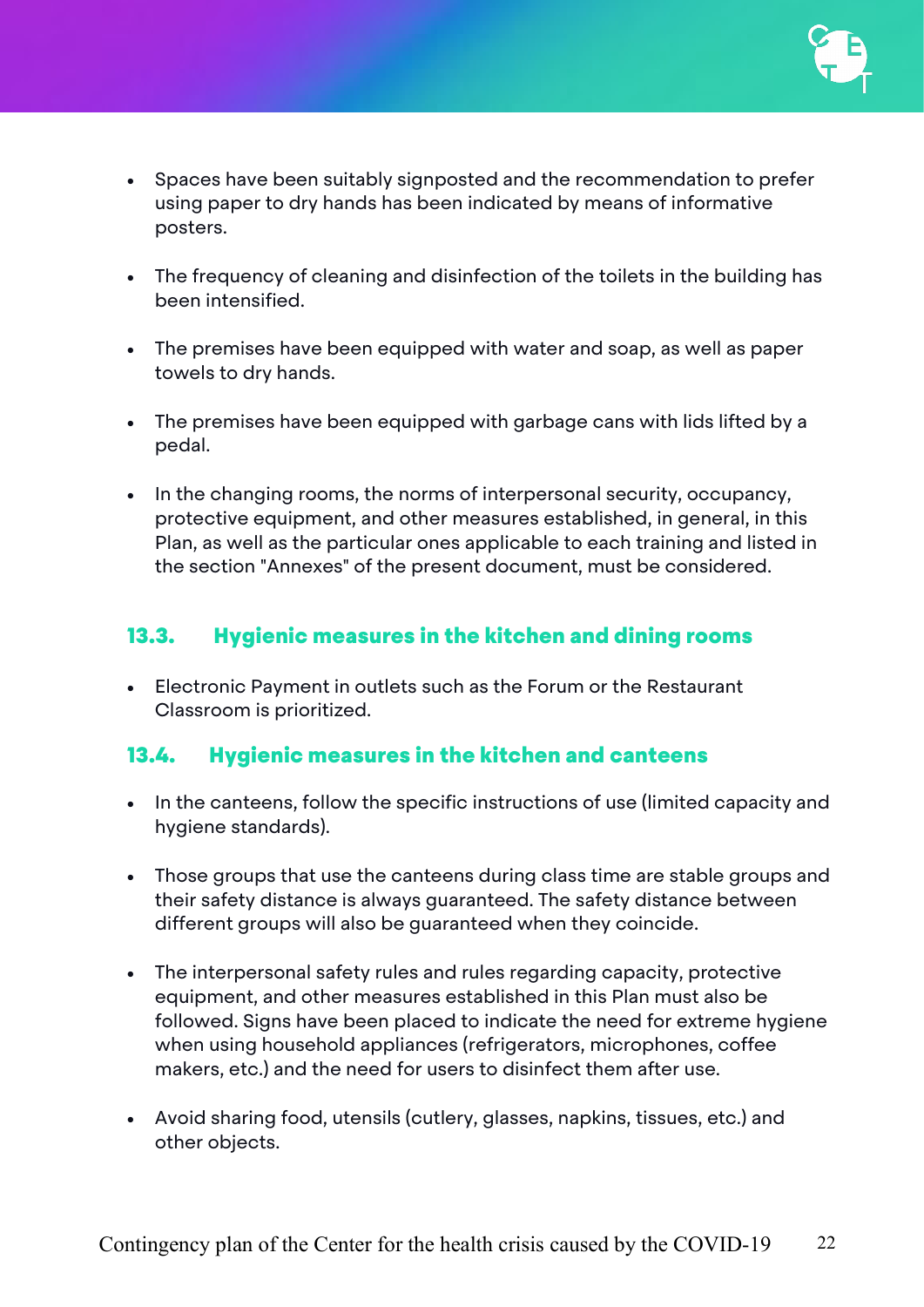- Spaces have been suitably signposted and the recommendation to prefer using paper to dry hands has been indicated by means of informative posters.

- The frequency of cleaning and disinfection of the toilets in the building has been intensified.

- The premises have been equipped with water and soap, as well as paper towels to dry hands.

- The premises have been equipped with garbage cans with lids lifted by a pedal.

- In the changing rooms, the norms of interpersonal security, occupancy, protective equipment, and other measures established, in general, in this Plan, as well as the particular ones applicable to each training and listed in the section "Annexes" of the present document, must be considered.

### 13.3. Hygienic measures in the kitchen and dining rooms

- Electronic Payment in outlets such as the Forum or the Restaurant Classroom is prioritized.

### 13.4. Hygienic measures in the kitchen and canteens

- In the canteens, follow the specific instructions of use (limited capacity and hygiene standards).

- Those groups that use the canteens during class time are stable groups and their safety distance is always guaranteed. The safety distance between different groups will also be guaranteed when they coincide.

- The interpersonal safety rules and rules regarding capacity, protective equipment, and other measures established in this Plan must also be followed. Signs have been placed to indicate the need for extreme hygiene when using household appliances (refrigerators, microphones, coffee makers, etc.) and the need for users to disinfect them after use.

- Avoid sharing food, utensils (cutlery, glasses, napkins, tissues, etc.) and other objects.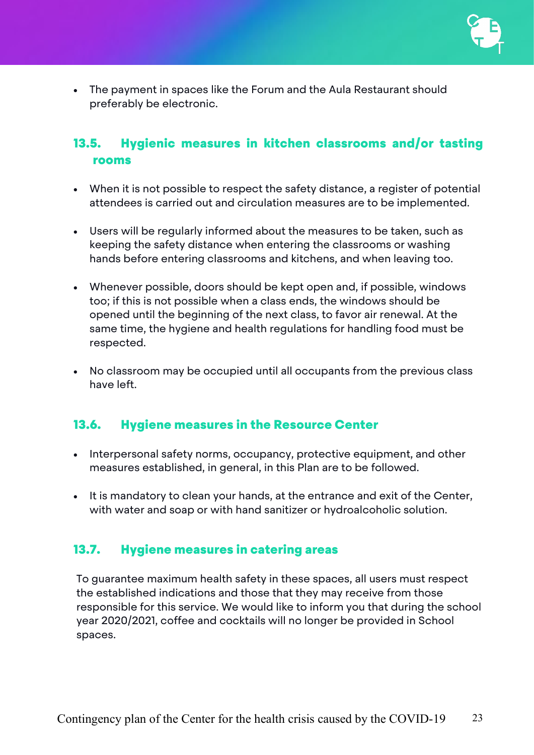- The payment in spaces like the Forum and the Aula Restaurant should preferably be electronic.

### 13.5. Hygienic measures in kitchen classrooms and/or tasting rooms

- When it is not possible to respect the safety distance, a register of potential attendees is carried out and circulation measures are to be implemented.

- Users will be regularly informed about the measures to be taken, such as keeping the safety distance when entering the classrooms or washing hands before entering classrooms and kitchens, and when leaving too.

- Whenever possible, doors should be kept open and, if possible, windows too; if this is not possible when a class ends, the windows should be opened until the beginning of the next class, to favor air renewal. At the same time, the hygiene and health regulations for handling food must be respected.

- No classroom may be occupied until all occupants from the previous class have left.

### 13.6. Hygiene measures in the Resource Center

- Interpersonal safety norms, occupancy, protective equipment, and other measures established, in general, in this Plan are to be followed.

- It is mandatory to clean your hands, at the entrance and exit of the Center, with water and soap or with hand sanitizer or hydroalcoholic solution.

### 13.7. Hygiene measures in catering areas

To guarantee maximum health safety in these spaces, all users must respect the established indications and those that they may receive from those responsible for this service. We would like to inform you that during the school year 2020/2021, coffee and cocktails will no longer be provided in School spaces.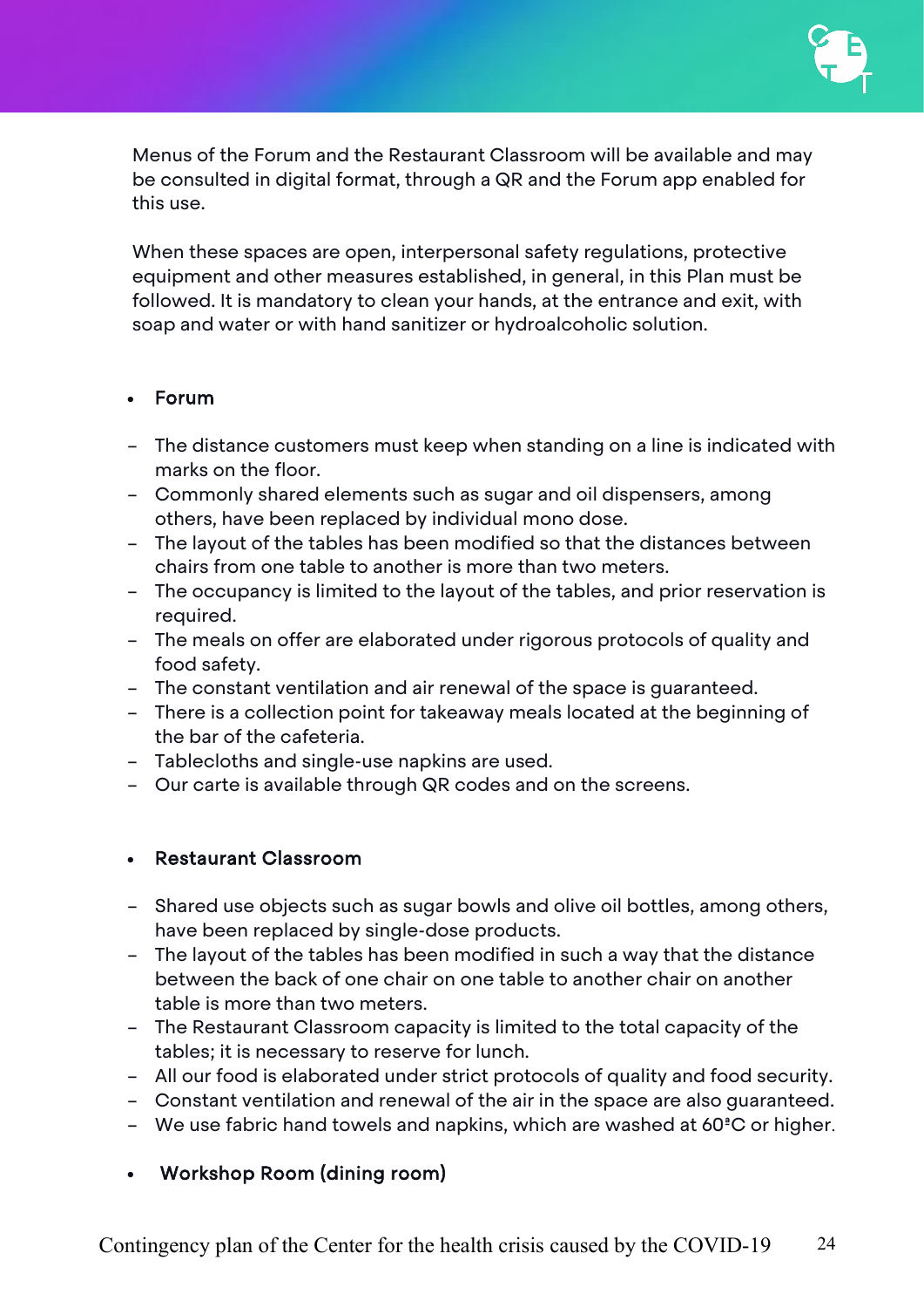Menus of the Forum and the Restaurant Classroom will be available and may be consulted in digital format, through a QR and the Forum app enabled for this use.

When these spaces are open, interpersonal safety regulations, protective equipment and other measures established, in general, in this Plan must be followed. It is mandatory to clean your hands, at the entrance and exit, with soap and water or with hand sanitizer or hydroalcoholic solution.

- **Forum**

  - The distance customers must keep when standing on a line is indicated with marks on the floor.
  - Commonly shared elements such as sugar and oil dispensers, among others, have been replaced by individual mono dose.
  - The layout of the tables has been modified so that the distances between chairs from one table to another is more than two meters.
  - The occupancy is limited to the layout of the tables, and prior reservation is required.
  - The meals on offer are elaborated under rigorous protocols of quality and food safety.
  - The constant ventilation and air renewal of the space is guaranteed.
  - There is a collection point for takeaway meals located at the beginning of the bar of the cafeteria.
  - Tablecloths and single-use napkins are used.
  - Our carte is available through QR codes and on the screens.

- **Restaurant Classroom**

  - Shared use objects such as sugar bowls and olive oil bottles, among others, have been replaced by single-dose products.
  - The layout of the tables has been modified in such a way that the distance between the back of one chair on one table to another chair on another table is more than two meters.
  - The Restaurant Classroom capacity is limited to the total capacity of the tables; it is necessary to reserve for lunch.
  - All our food is elaborated under strict protocols of quality and food security.
  - Constant ventilation and renewal of the air in the space are also guaranteed.
  - We use fabric hand towels and napkins, which are washed at 60ºC or higher.

- **Workshop Room (dining room)**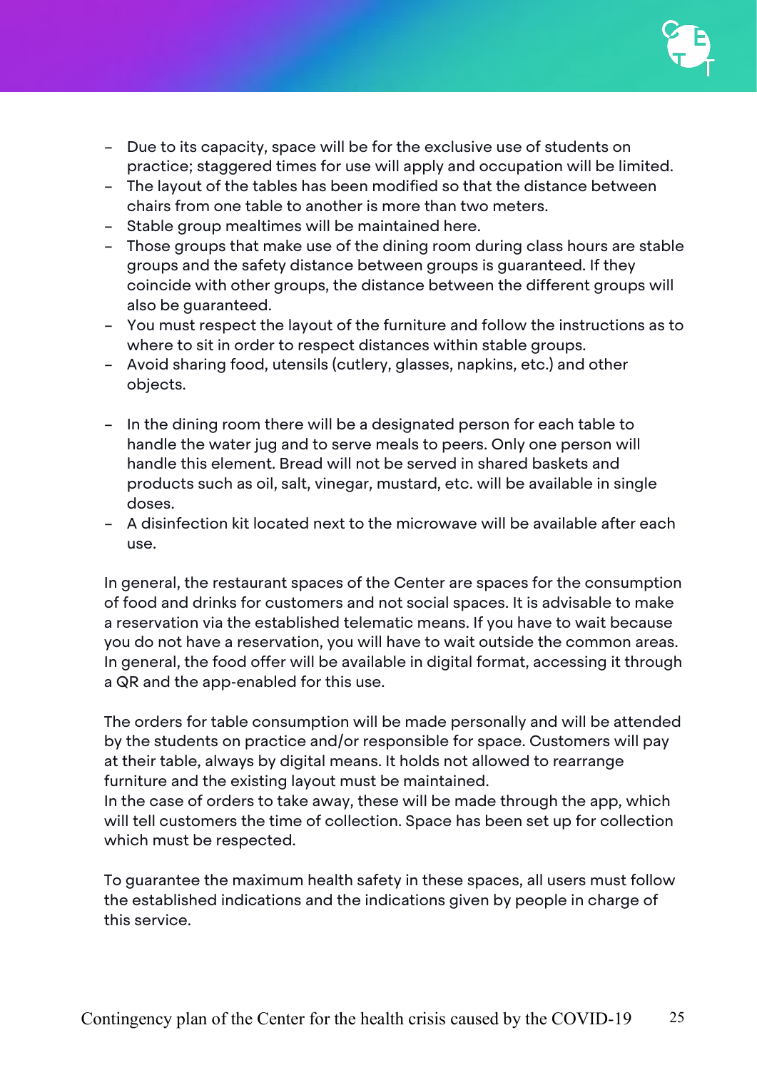- Due to its capacity, space will be for the exclusive use of students on practice; staggered times for use will apply and occupation will be limited.
- The layout of the tables has been modified so that the distance between chairs from one table to another is more than two meters.
- Stable group mealtimes will be maintained here.
- Those groups that make use of the dining room during class hours are stable groups and the safety distance between groups is guaranteed. If they coincide with other groups, the distance between the different groups will also be guaranteed.
- You must respect the layout of the furniture and follow the instructions as to where to sit in order to respect distances within stable groups.
- Avoid sharing food, utensils (cutlery, glasses, napkins, etc.) and other objects.

- In the dining room there will be a designated person for each table to handle the water jug and to serve meals to peers. Only one person will handle this element. Bread will not be served in shared baskets and products such as oil, salt, vinegar, mustard, etc. will be available in single doses.
- A disinfection kit located next to the microwave will be available after each use.

In general, the restaurant spaces of the Center are spaces for the consumption of food and drinks for customers and not social spaces. It is advisable to make a reservation via the established telematic means. If you have to wait because you do not have a reservation, you will have to wait outside the common areas. In general, the food offer will be available in digital format, accessing it through a QR and the app-enabled for this use.

The orders for table consumption will be made personally and will be attended by the students on practice and/or responsible for space. Customers will pay at their table, always by digital means. It holds not allowed to rearrange furniture and the existing layout must be maintained.
In the case of orders to take away, these will be made through the app, which will tell customers the time of collection. Space has been set up for collection which must be respected.

To guarantee the maximum health safety in these spaces, all users must follow the established indications and the indications given by people in charge of this service.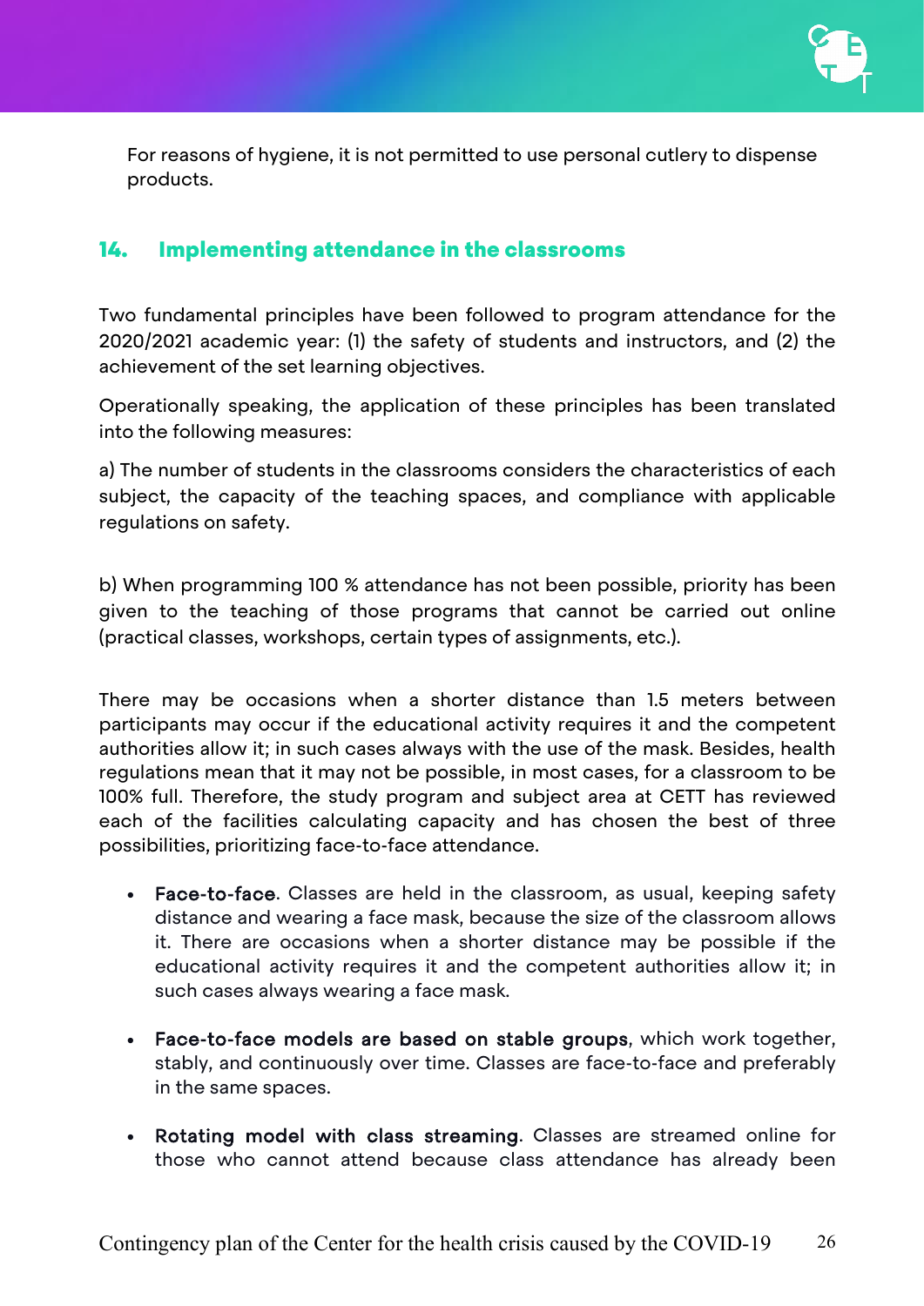For reasons of hygiene, it is not permitted to use personal cutlery to dispense products.

## 14. Implementing attendance in the classrooms

Two fundamental principles have been followed to program attendance for the 2020/2021 academic year: (1) the safety of students and instructors, and (2) the achievement of the set learning objectives.

Operationally speaking, the application of these principles has been translated into the following measures:

a) The number of students in the classrooms considers the characteristics of each subject, the capacity of the teaching spaces, and compliance with applicable regulations on safety.

b) When programming 100 % attendance has not been possible, priority has been given to the teaching of those programs that cannot be carried out online (practical classes, workshops, certain types of assignments, etc.).

There may be occasions when a shorter distance than 1.5 meters between participants may occur if the educational activity requires it and the competent authorities allow it; in such cases always with the use of the mask. Besides, health regulations mean that it may not be possible, in most cases, for a classroom to be 100% full. Therefore, the study program and subject area at CETT has reviewed each of the facilities calculating capacity and has chosen the best of three possibilities, prioritizing face-to-face attendance.

- **Face-to-face**. Classes are held in the classroom, as usual, keeping safety distance and wearing a face mask, because the size of the classroom allows it. There are occasions when a shorter distance may be possible if the educational activity requires it and the competent authorities allow it; in such cases always wearing a face mask.

- **Face-to-face models are based on stable groups**, which work together, stably, and continuously over time. Classes are face-to-face and preferably in the same spaces.

- **Rotating model with class streaming**. Classes are streamed online for those who cannot attend because class attendance has already been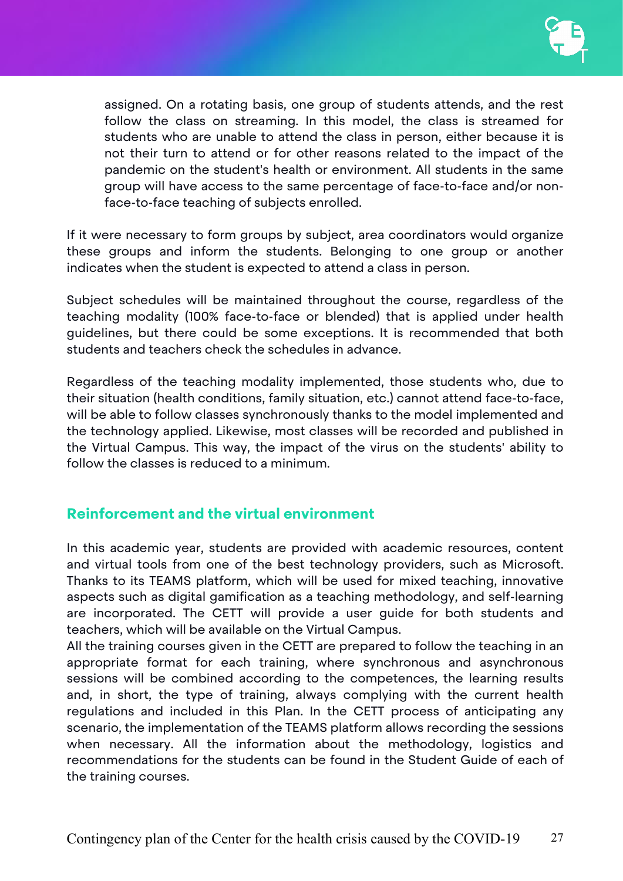assigned. On a rotating basis, one group of students attends, and the rest follow the class on streaming. In this model, the class is streamed for students who are unable to attend the class in person, either because it is not their turn to attend or for other reasons related to the impact of the pandemic on the student's health or environment. All students in the same group will have access to the same percentage of face-to-face and/or non-face-to-face teaching of subjects enrolled.

If it were necessary to form groups by subject, area coordinators would organize these groups and inform the students. Belonging to one group or another indicates when the student is expected to attend a class in person.

Subject schedules will be maintained throughout the course, regardless of the teaching modality (100% face-to-face or blended) that is applied under health guidelines, but there could be some exceptions. It is recommended that both students and teachers check the schedules in advance.

Regardless of the teaching modality implemented, those students who, due to their situation (health conditions, family situation, etc.) cannot attend face-to-face, will be able to follow classes synchronously thanks to the model implemented and the technology applied. Likewise, most classes will be recorded and published in the Virtual Campus. This way, the impact of the virus on the students' ability to follow the classes is reduced to a minimum.

## Reinforcement and the virtual environment

In this academic year, students are provided with academic resources, content and virtual tools from one of the best technology providers, such as Microsoft. Thanks to its TEAMS platform, which will be used for mixed teaching, innovative aspects such as digital gamification as a teaching methodology, and self-learning are incorporated. The CETT will provide a user guide for both students and teachers, which will be available on the Virtual Campus.

All the training courses given in the CETT are prepared to follow the teaching in an appropriate format for each training, where synchronous and asynchronous sessions will be combined according to the competences, the learning results and, in short, the type of training, always complying with the current health regulations and included in this Plan. In the CETT process of anticipating any scenario, the implementation of the TEAMS platform allows recording the sessions when necessary. All the information about the methodology, logistics and recommendations for the students can be found in the Student Guide of each of the training courses.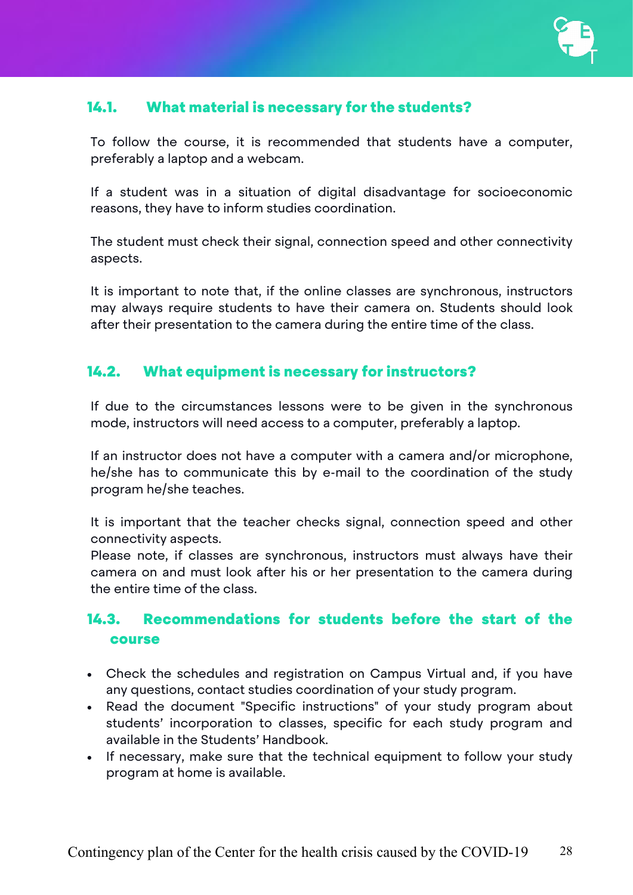### 14.1. What material is necessary for the students?

To follow the course, it is recommended that students have a computer, preferably a laptop and a webcam.

If a student was in a situation of digital disadvantage for socioeconomic reasons, they have to inform studies coordination.

The student must check their signal, connection speed and other connectivity aspects.

It is important to note that, if the online classes are synchronous, instructors may always require students to have their camera on. Students should look after their presentation to the camera during the entire time of the class.

### 14.2. What equipment is necessary for instructors?

If due to the circumstances lessons were to be given in the synchronous mode, instructors will need access to a computer, preferably a laptop.

If an instructor does not have a computer with a camera and/or microphone, he/she has to communicate this by e-mail to the coordination of the study program he/she teaches.

It is important that the teacher checks signal, connection speed and other connectivity aspects.
Please note, if classes are synchronous, instructors must always have their camera on and must look after his or her presentation to the camera during the entire time of the class.

### 14.3. Recommendations for students before the start of the course

- Check the schedules and registration on Campus Virtual and, if you have any questions, contact studies coordination of your study program.
- Read the document "Specific instructions" of your study program about students' incorporation to classes, specific for each study program and available in the Students' Handbook.
- If necessary, make sure that the technical equipment to follow your study program at home is available.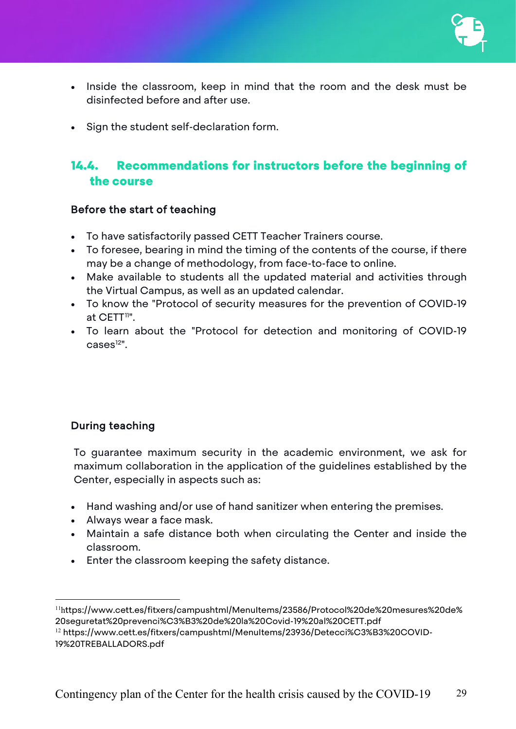- Inside the classroom, keep in mind that the room and the desk must be disinfected before and after use.

- Sign the student self-declaration form.

## 14.4. Recommendations for instructors before the beginning of the course

**Before the start of teaching**

- To have satisfactorily passed CETT Teacher Trainers course.
- To foresee, bearing in mind the timing of the contents of the course, if there may be a change of methodology, from face-to-face to online.
- Make available to students all the updated material and activities through the Virtual Campus, as well as an updated calendar.
- To know the "Protocol of security measures for the prevention of COVID-19 at CETT[11]".
- To learn about the "Protocol for detection and monitoring of COVID-19 cases[12]".

**During teaching**

To guarantee maximum security in the academic environment, we ask for maximum collaboration in the application of the guidelines established by the Center, especially in aspects such as:

- Hand washing and/or use of hand sanitizer when entering the premises.
- Always wear a face mask.
- Maintain a safe distance both when circulating the Center and inside the classroom.
- Enter the classroom keeping the safety distance.

---

[11] https://www.cett.es/fitxers/campushtml/MenuItems/23586/Protocol%20de%20mesures%20de%20seguretat%20prevenci%C3%B3%20de%20la%20Covid-19%20al%20CETT.pdf

[12] https://www.cett.es/fitxers/campushtml/MenuItems/23936/Detecci%C3%B3%20COVID-19%20TREBALLADORS.pdf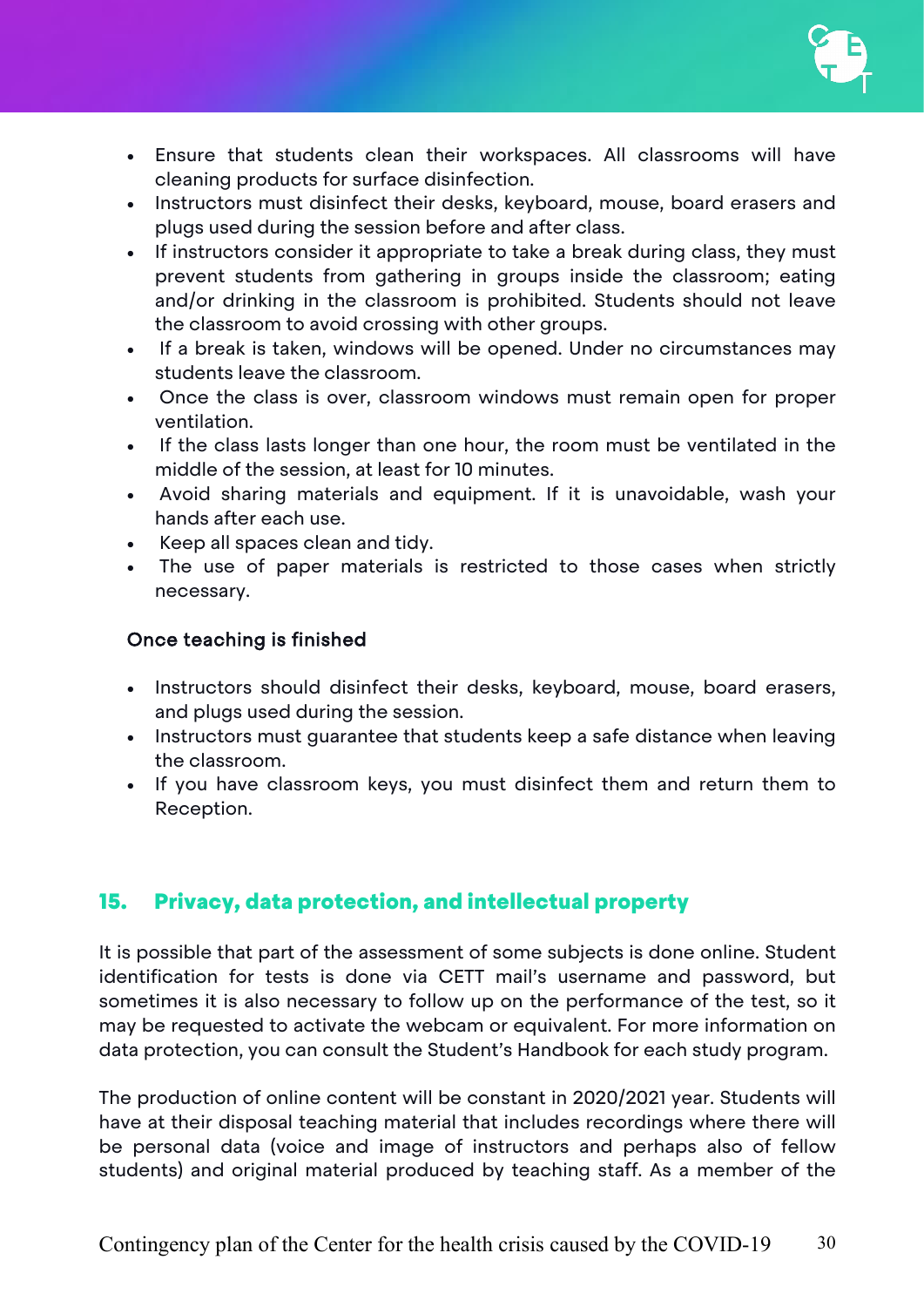- Ensure that students clean their workspaces. All classrooms will have cleaning products for surface disinfection.
- Instructors must disinfect their desks, keyboard, mouse, board erasers and plugs used during the session before and after class.
- If instructors consider it appropriate to take a break during class, they must prevent students from gathering in groups inside the classroom; eating and/or drinking in the classroom is prohibited. Students should not leave the classroom to avoid crossing with other groups.
- If a break is taken, windows will be opened. Under no circumstances may students leave the classroom.
- Once the class is over, classroom windows must remain open for proper ventilation.
- If the class lasts longer than one hour, the room must be ventilated in the middle of the session, at least for 10 minutes.
- Avoid sharing materials and equipment. If it is unavoidable, wash your hands after each use.
- Keep all spaces clean and tidy.
- The use of paper materials is restricted to those cases when strictly necessary.

### Once teaching is finished

- Instructors should disinfect their desks, keyboard, mouse, board erasers, and plugs used during the session.
- Instructors must guarantee that students keep a safe distance when leaving the classroom.
- If you have classroom keys, you must disinfect them and return them to Reception.

## 15. Privacy, data protection, and intellectual property

It is possible that part of the assessment of some subjects is done online. Student identification for tests is done via CETT mail's username and password, but sometimes it is also necessary to follow up on the performance of the test, so it may be requested to activate the webcam or equivalent. For more information on data protection, you can consult the Student's Handbook for each study program.

The production of online content will be constant in 2020/2021 year. Students will have at their disposal teaching material that includes recordings where there will be personal data (voice and image of instructors and perhaps also of fellow students) and original material produced by teaching staff. As a member of the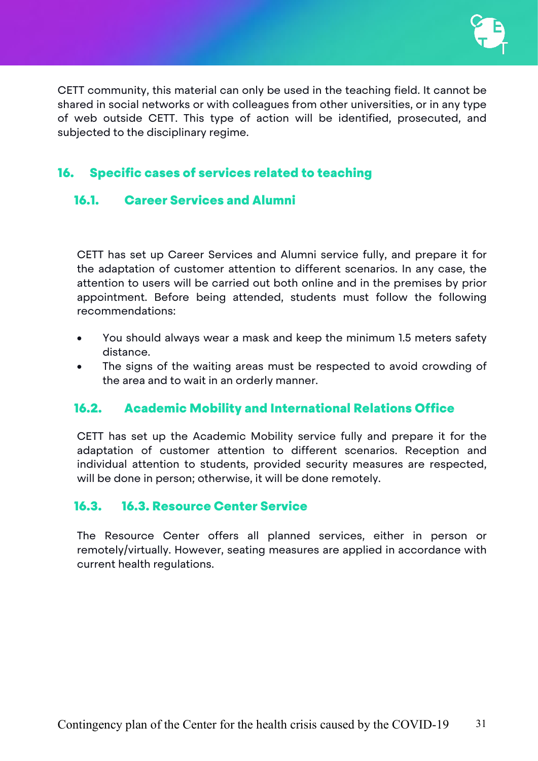CETT community, this material can only be used in the teaching field. It cannot be shared in social networks or with colleagues from other universities, or in any type of web outside CETT. This type of action will be identified, prosecuted, and subjected to the disciplinary regime.

## 16. Specific cases of services related to teaching

### 16.1. Career Services and Alumni

CETT has set up Career Services and Alumni service fully, and prepare it for the adaptation of customer attention to different scenarios. In any case, the attention to users will be carried out both online and in the premises by prior appointment. Before being attended, students must follow the following recommendations:

- You should always wear a mask and keep the minimum 1.5 meters safety distance.
- The signs of the waiting areas must be respected to avoid crowding of the area and to wait in an orderly manner.

### 16.2. Academic Mobility and International Relations Office

CETT has set up the Academic Mobility service fully and prepare it for the adaptation of customer attention to different scenarios. Reception and individual attention to students, provided security measures are respected, will be done in person; otherwise, it will be done remotely.

### 16.3. 16.3. Resource Center Service

The Resource Center offers all planned services, either in person or remotely/virtually. However, seating measures are applied in accordance with current health regulations.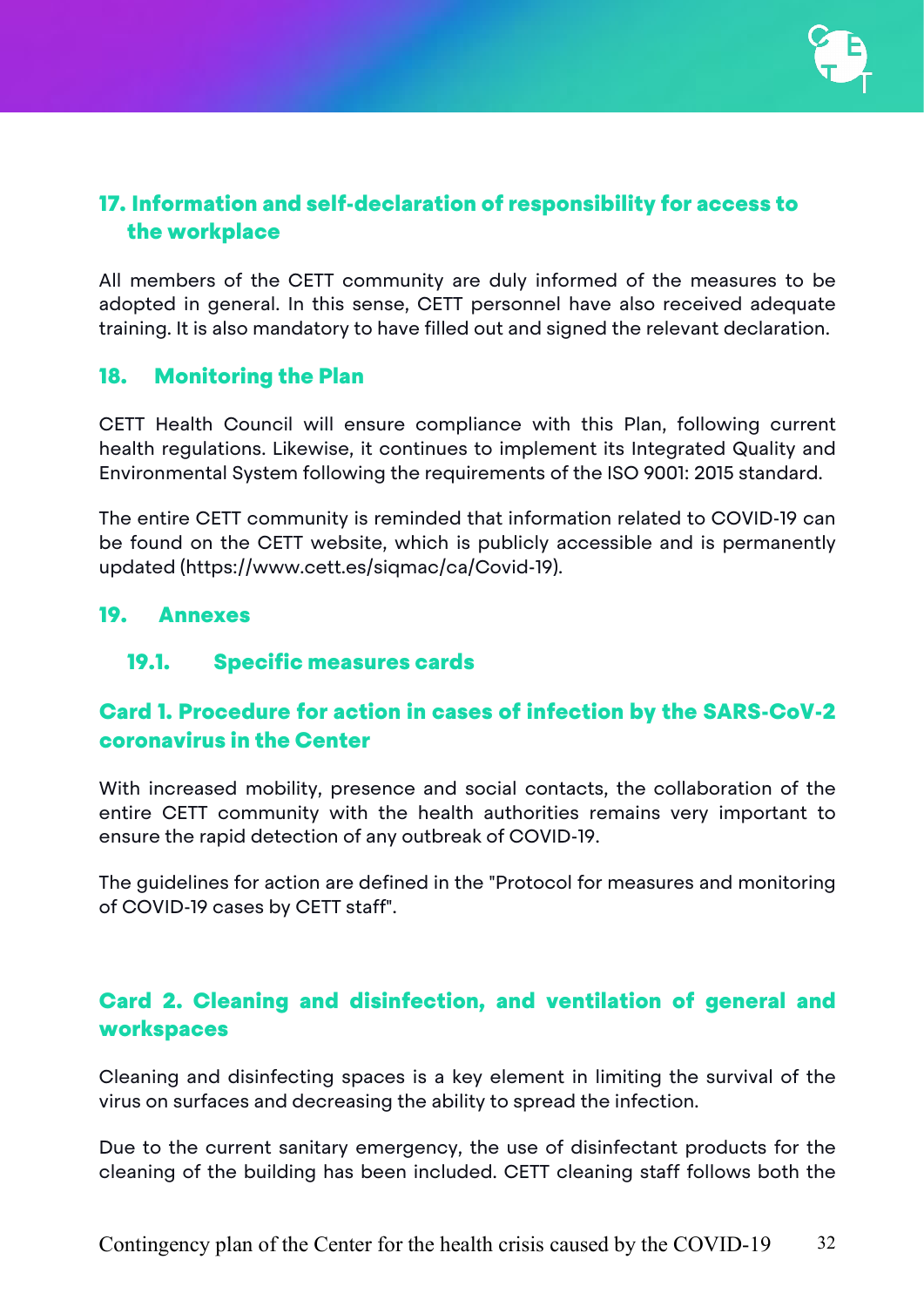## 17. Information and self-declaration of responsibility for access to the workplace

All members of the CETT community are duly informed of the measures to be adopted in general. In this sense, CETT personnel have also received adequate training. It is also mandatory to have filled out and signed the relevant declaration.

## 18. Monitoring the Plan

CETT Health Council will ensure compliance with this Plan, following current health regulations. Likewise, it continues to implement its Integrated Quality and Environmental System following the requirements of the ISO 9001: 2015 standard.

The entire CETT community is reminded that information related to COVID-19 can be found on the CETT website, which is publicly accessible and is permanently updated (https://www.cett.es/siqmac/ca/Covid-19).

## 19. Annexes

### 19.1. Specific measures cards

#### Card 1. Procedure for action in cases of infection by the SARS-CoV-2 coronavirus in the Center

With increased mobility, presence and social contacts, the collaboration of the entire CETT community with the health authorities remains very important to ensure the rapid detection of any outbreak of COVID-19.

The guidelines for action are defined in the "Protocol for measures and monitoring of COVID-19 cases by CETT staff".

#### Card 2. Cleaning and disinfection, and ventilation of general and workspaces

Cleaning and disinfecting spaces is a key element in limiting the survival of the virus on surfaces and decreasing the ability to spread the infection.

Due to the current sanitary emergency, the use of disinfectant products for the cleaning of the building has been included. CETT cleaning staff follows both the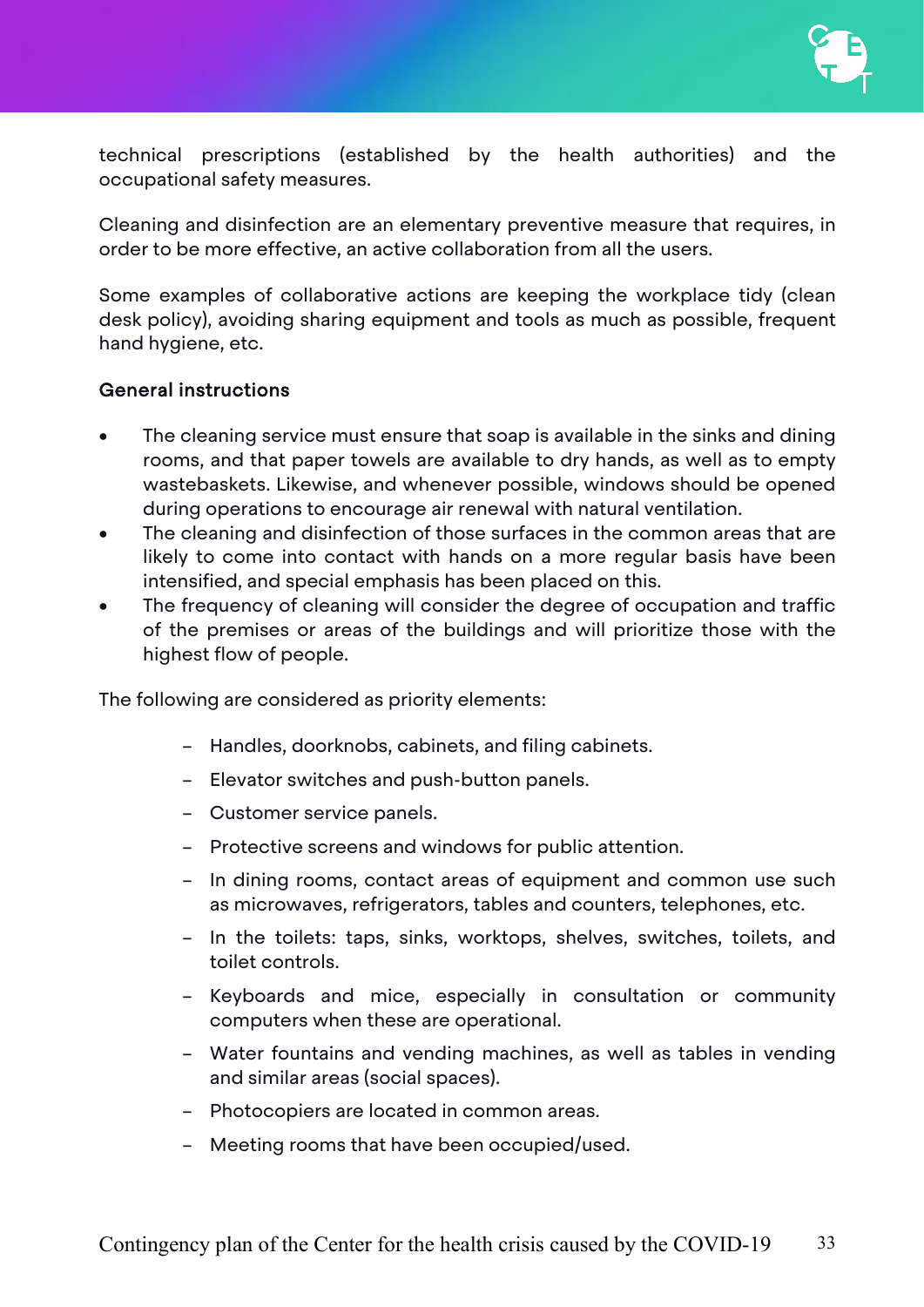technical prescriptions (established by the health authorities) and the occupational safety measures.

Cleaning and disinfection are an elementary preventive measure that requires, in order to be more effective, an active collaboration from all the users.

Some examples of collaborative actions are keeping the workplace tidy (clean desk policy), avoiding sharing equipment and tools as much as possible, frequent hand hygiene, etc.

**General instructions**

- The cleaning service must ensure that soap is available in the sinks and dining rooms, and that paper towels are available to dry hands, as well as to empty wastebaskets. Likewise, and whenever possible, windows should be opened during operations to encourage air renewal with natural ventilation.
- The cleaning and disinfection of those surfaces in the common areas that are likely to come into contact with hands on a more regular basis have been intensified, and special emphasis has been placed on this.
- The frequency of cleaning will consider the degree of occupation and traffic of the premises or areas of the buildings and will prioritize those with the highest flow of people.

The following are considered as priority elements:

- Handles, doorknobs, cabinets, and filing cabinets.
- Elevator switches and push-button panels.
- Customer service panels.
- Protective screens and windows for public attention.
- In dining rooms, contact areas of equipment and common use such as microwaves, refrigerators, tables and counters, telephones, etc.
- In the toilets: taps, sinks, worktops, shelves, switches, toilets, and toilet controls.
- Keyboards and mice, especially in consultation or community computers when these are operational.
- Water fountains and vending machines, as well as tables in vending and similar areas (social spaces).
- Photocopiers are located in common areas.
- Meeting rooms that have been occupied/used.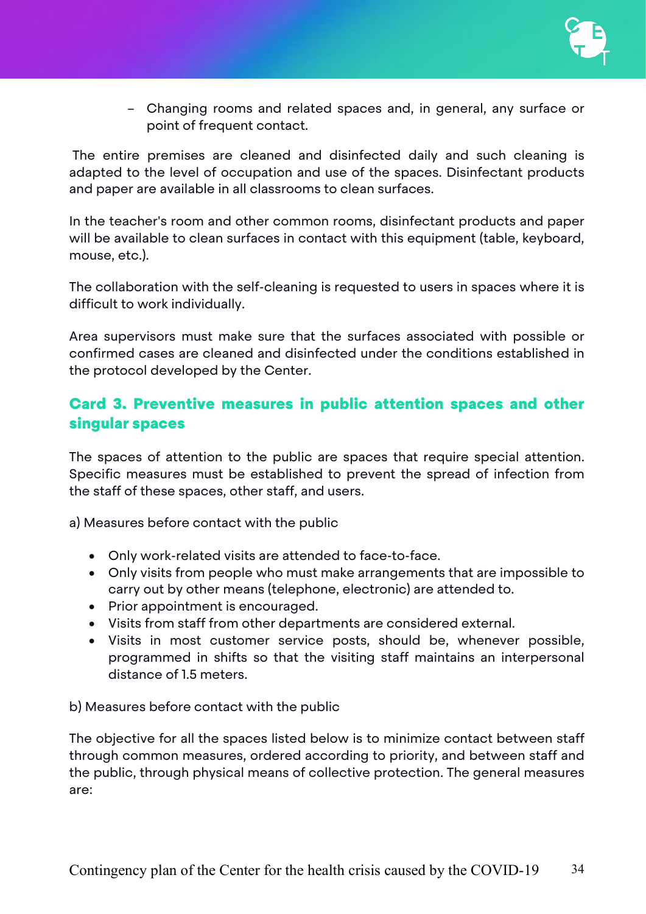- Changing rooms and related spaces and, in general, any surface or point of frequent contact.

The entire premises are cleaned and disinfected daily and such cleaning is adapted to the level of occupation and use of the spaces. Disinfectant products and paper are available in all classrooms to clean surfaces.

In the teacher's room and other common rooms, disinfectant products and paper will be available to clean surfaces in contact with this equipment (table, keyboard, mouse, etc.).

The collaboration with the self-cleaning is requested to users in spaces where it is difficult to work individually.

Area supervisors must make sure that the surfaces associated with possible or confirmed cases are cleaned and disinfected under the conditions established in the protocol developed by the Center.

## Card 3. Preventive measures in public attention spaces and other singular spaces

The spaces of attention to the public are spaces that require special attention. Specific measures must be established to prevent the spread of infection from the staff of these spaces, other staff, and users.

a) Measures before contact with the public

- Only work-related visits are attended to face-to-face.
- Only visits from people who must make arrangements that are impossible to carry out by other means (telephone, electronic) are attended to.
- Prior appointment is encouraged.
- Visits from staff from other departments are considered external.
- Visits in most customer service posts, should be, whenever possible, programmed in shifts so that the visiting staff maintains an interpersonal distance of 1.5 meters.

b) Measures before contact with the public

The objective for all the spaces listed below is to minimize contact between staff through common measures, ordered according to priority, and between staff and the public, through physical means of collective protection. The general measures are: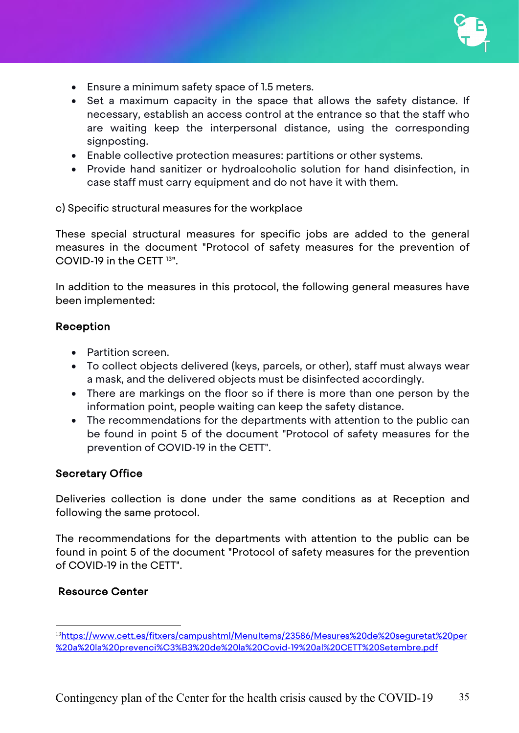- Ensure a minimum safety space of 1.5 meters.
- Set a maximum capacity in the space that allows the safety distance. If necessary, establish an access control at the entrance so that the staff who are waiting keep the interpersonal distance, using the corresponding signposting.
- Enable collective protection measures: partitions or other systems.
- Provide hand sanitizer or hydroalcoholic solution for hand disinfection, in case staff must carry equipment and do not have it with them.

c) Specific structural measures for the workplace

These special structural measures for specific jobs are added to the general measures in the document "Protocol of safety measures for the prevention of COVID-19 in the CETT [13]".

In addition to the measures in this protocol, the following general measures have been implemented:

**Reception**

- Partition screen.
- To collect objects delivered (keys, parcels, or other), staff must always wear a mask, and the delivered objects must be disinfected accordingly.
- There are markings on the floor so if there is more than one person by the information point, people waiting can keep the safety distance.
- The recommendations for the departments with attention to the public can be found in point 5 of the document "Protocol of safety measures for the prevention of COVID-19 in the CETT".

**Secretary Office**

Deliveries collection is done under the same conditions as at Reception and following the same protocol.

The recommendations for the departments with attention to the public can be found in point 5 of the document "Protocol of safety measures for the prevention of COVID-19 in the CETT".

**Resource Center**

[13] https://www.cett.es/fitxers/campushtml/MenuItems/23586/Mesures%20de%20seguretat%20per%20a%20la%20prevenci%C3%B3%20de%20la%20Covid-19%20al%20CETT%20Setembre.pdf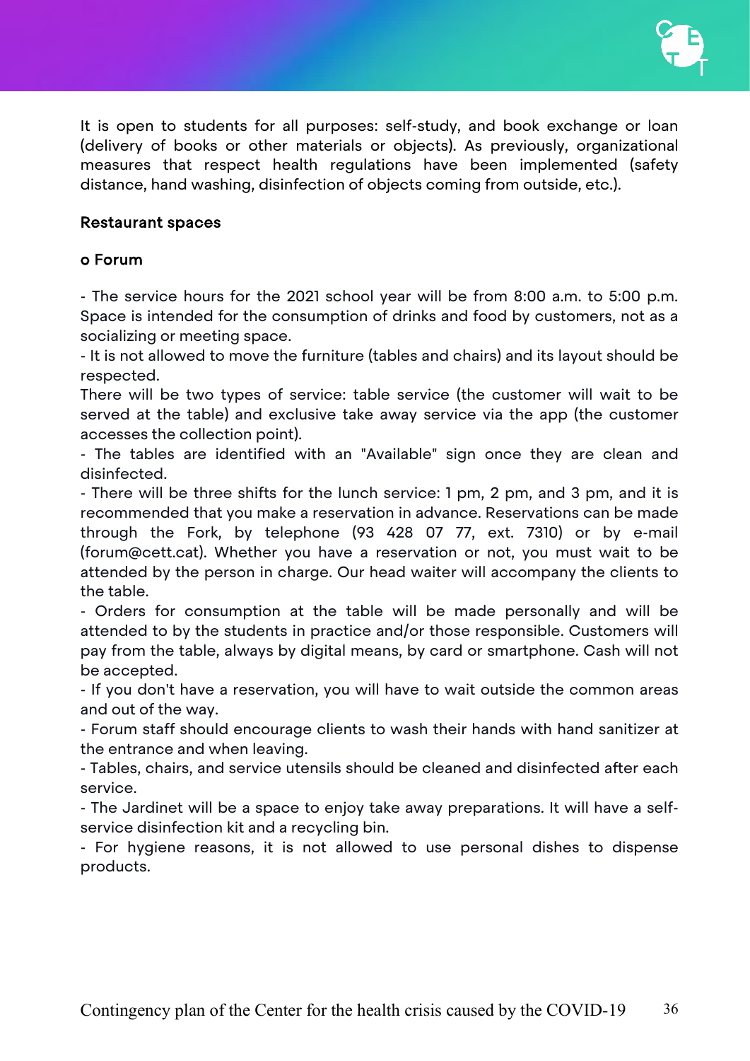It is open to students for all purposes: self-study, and book exchange or loan (delivery of books or other materials or objects). As previously, organizational measures that respect health regulations have been implemented (safety distance, hand washing, disinfection of objects coming from outside, etc.).

**Restaurant spaces**

**o Forum**

- The service hours for the 2021 school year will be from 8:00 a.m. to 5:00 p.m. Space is intended for the consumption of drinks and food by customers, not as a socializing or meeting space.
- It is not allowed to move the furniture (tables and chairs) and its layout should be respected.

There will be two types of service: table service (the customer will wait to be served at the table) and exclusive take away service via the app (the customer accesses the collection point).

- The tables are identified with an "Available" sign once they are clean and disinfected.
- There will be three shifts for the lunch service: 1 pm, 2 pm, and 3 pm, and it is recommended that you make a reservation in advance. Reservations can be made through the Fork, by telephone (93 428 07 77, ext. 7310) or by e-mail (forum@cett.cat). Whether you have a reservation or not, you must wait to be attended by the person in charge. Our head waiter will accompany the clients to the table.
- Orders for consumption at the table will be made personally and will be attended to by the students in practice and/or those responsible. Customers will pay from the table, always by digital means, by card or smartphone. Cash will not be accepted.
- If you don't have a reservation, you will have to wait outside the common areas and out of the way.
- Forum staff should encourage clients to wash their hands with hand sanitizer at the entrance and when leaving.
- Tables, chairs, and service utensils should be cleaned and disinfected after each service.
- The Jardinet will be a space to enjoy take away preparations. It will have a self-service disinfection kit and a recycling bin.
- For hygiene reasons, it is not allowed to use personal dishes to dispense products.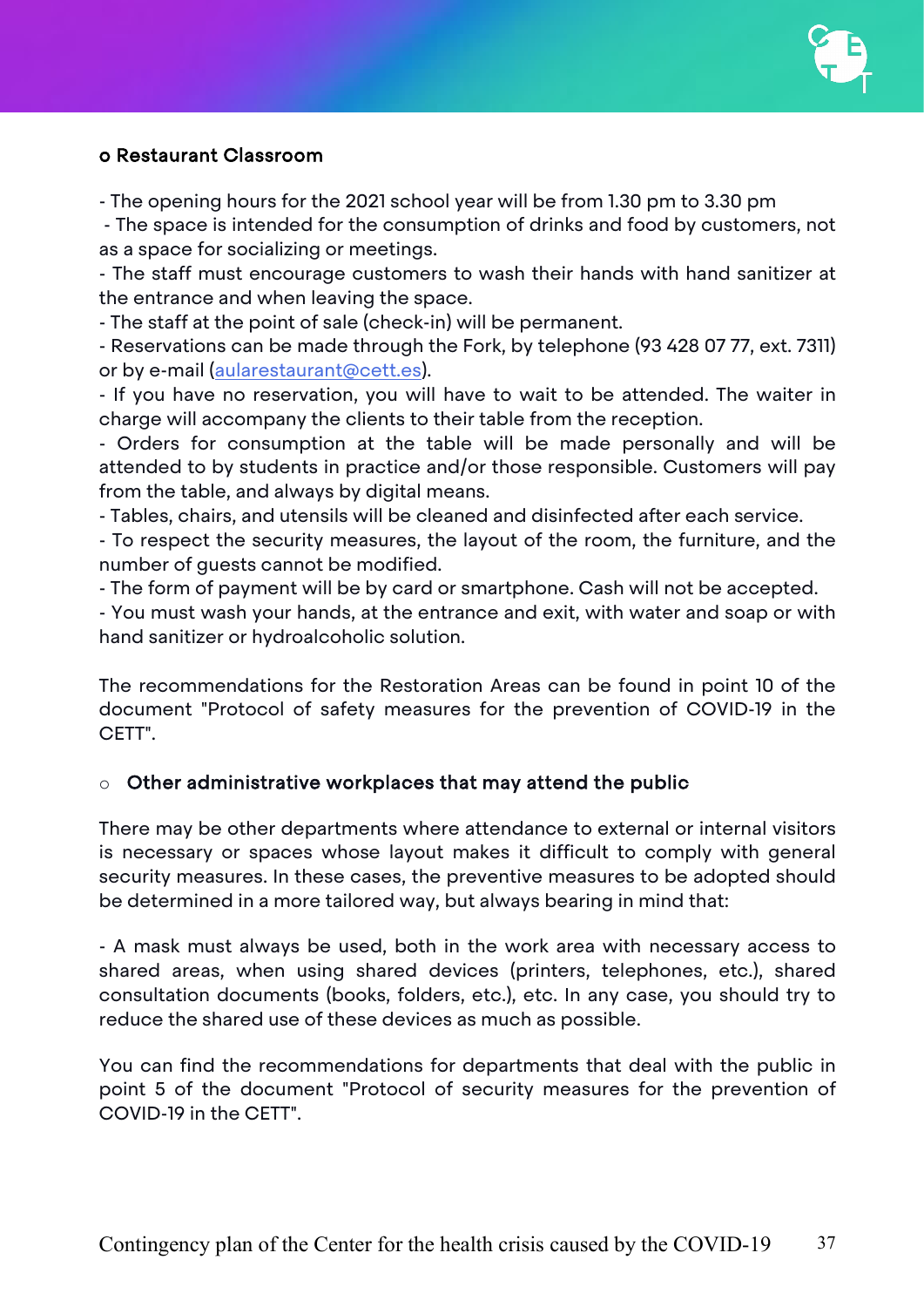**o Restaurant Classroom**

- The opening hours for the 2021 school year will be from 1.30 pm to 3.30 pm
- The space is intended for the consumption of drinks and food by customers, not as a space for socializing or meetings.
- The staff must encourage customers to wash their hands with hand sanitizer at the entrance and when leaving the space.
- The staff at the point of sale (check-in) will be permanent.
- Reservations can be made through the Fork, by telephone (93 428 07 77, ext. 7311) or by e-mail (aularestaurant@cett.es).
- If you have no reservation, you will have to wait to be attended. The waiter in charge will accompany the clients to their table from the reception.
- Orders for consumption at the table will be made personally and will be attended to by students in practice and/or those responsible. Customers will pay from the table, and always by digital means.
- Tables, chairs, and utensils will be cleaned and disinfected after each service.
- To respect the security measures, the layout of the room, the furniture, and the number of guests cannot be modified.
- The form of payment will be by card or smartphone. Cash will not be accepted.
- You must wash your hands, at the entrance and exit, with water and soap or with hand sanitizer or hydroalcoholic solution.

The recommendations for the Restoration Areas can be found in point 10 of the document "Protocol of safety measures for the prevention of COVID-19 in the CETT".

**○ Other administrative workplaces that may attend the public**

There may be other departments where attendance to external or internal visitors is necessary or spaces whose layout makes it difficult to comply with general security measures. In these cases, the preventive measures to be adopted should be determined in a more tailored way, but always bearing in mind that:

- A mask must always be used, both in the work area with necessary access to shared areas, when using shared devices (printers, telephones, etc.), shared consultation documents (books, folders, etc.), etc. In any case, you should try to reduce the shared use of these devices as much as possible.

You can find the recommendations for departments that deal with the public in point 5 of the document "Protocol of security measures for the prevention of COVID-19 in the CETT".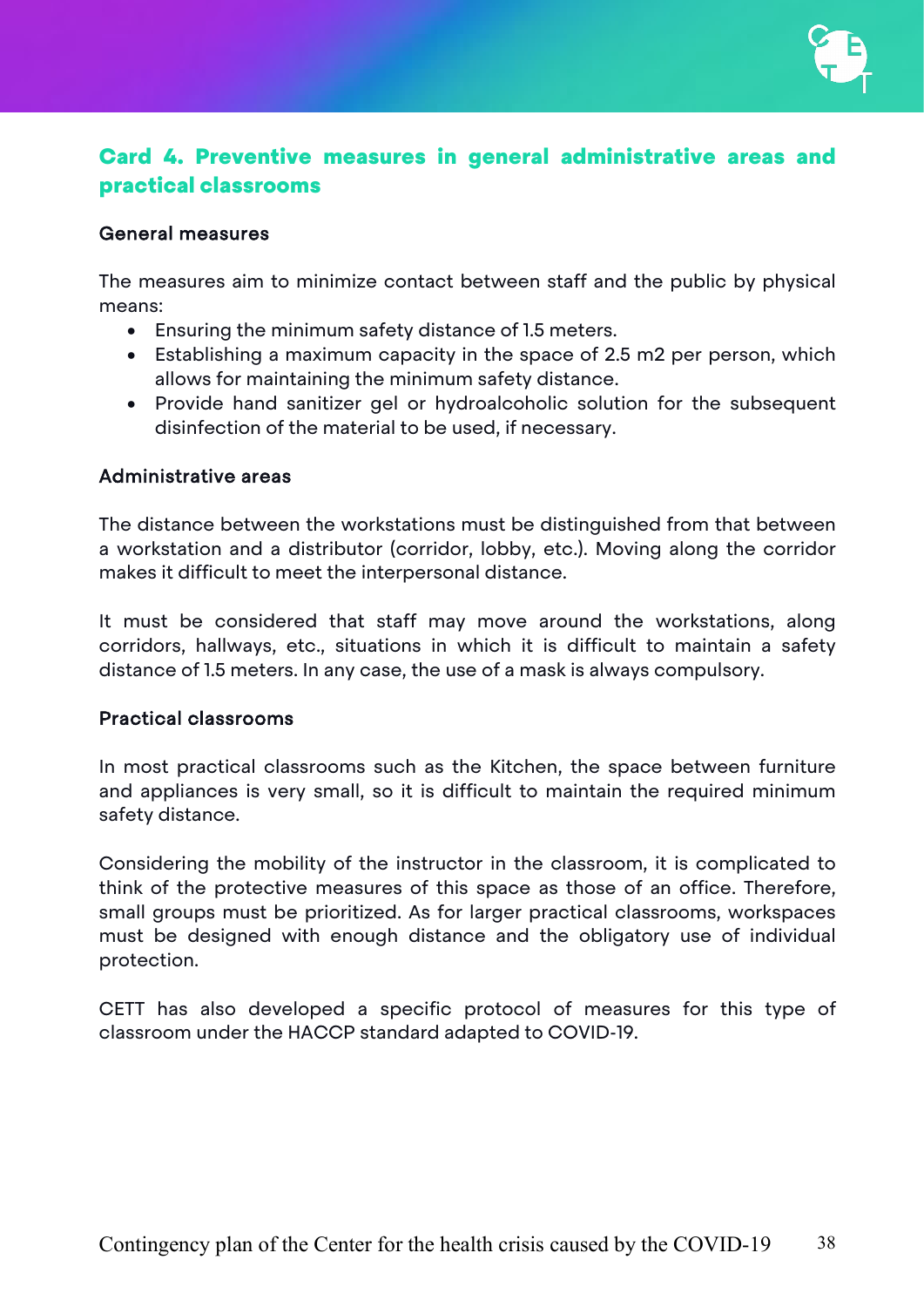## Card 4. Preventive measures in general administrative areas and practical classrooms

### General measures

The measures aim to minimize contact between staff and the public by physical means:

- Ensuring the minimum safety distance of 1.5 meters.
- Establishing a maximum capacity in the space of 2.5 m2 per person, which allows for maintaining the minimum safety distance.
- Provide hand sanitizer gel or hydroalcoholic solution for the subsequent disinfection of the material to be used, if necessary.

### Administrative areas

The distance between the workstations must be distinguished from that between a workstation and a distributor (corridor, lobby, etc.). Moving along the corridor makes it difficult to meet the interpersonal distance.

It must be considered that staff may move around the workstations, along corridors, hallways, etc., situations in which it is difficult to maintain a safety distance of 1.5 meters. In any case, the use of a mask is always compulsory.

### Practical classrooms

In most practical classrooms such as the Kitchen, the space between furniture and appliances is very small, so it is difficult to maintain the required minimum safety distance.

Considering the mobility of the instructor in the classroom, it is complicated to think of the protective measures of this space as those of an office. Therefore, small groups must be prioritized. As for larger practical classrooms, workspaces must be designed with enough distance and the obligatory use of individual protection.

CETT has also developed a specific protocol of measures for this type of classroom under the HACCP standard adapted to COVID-19.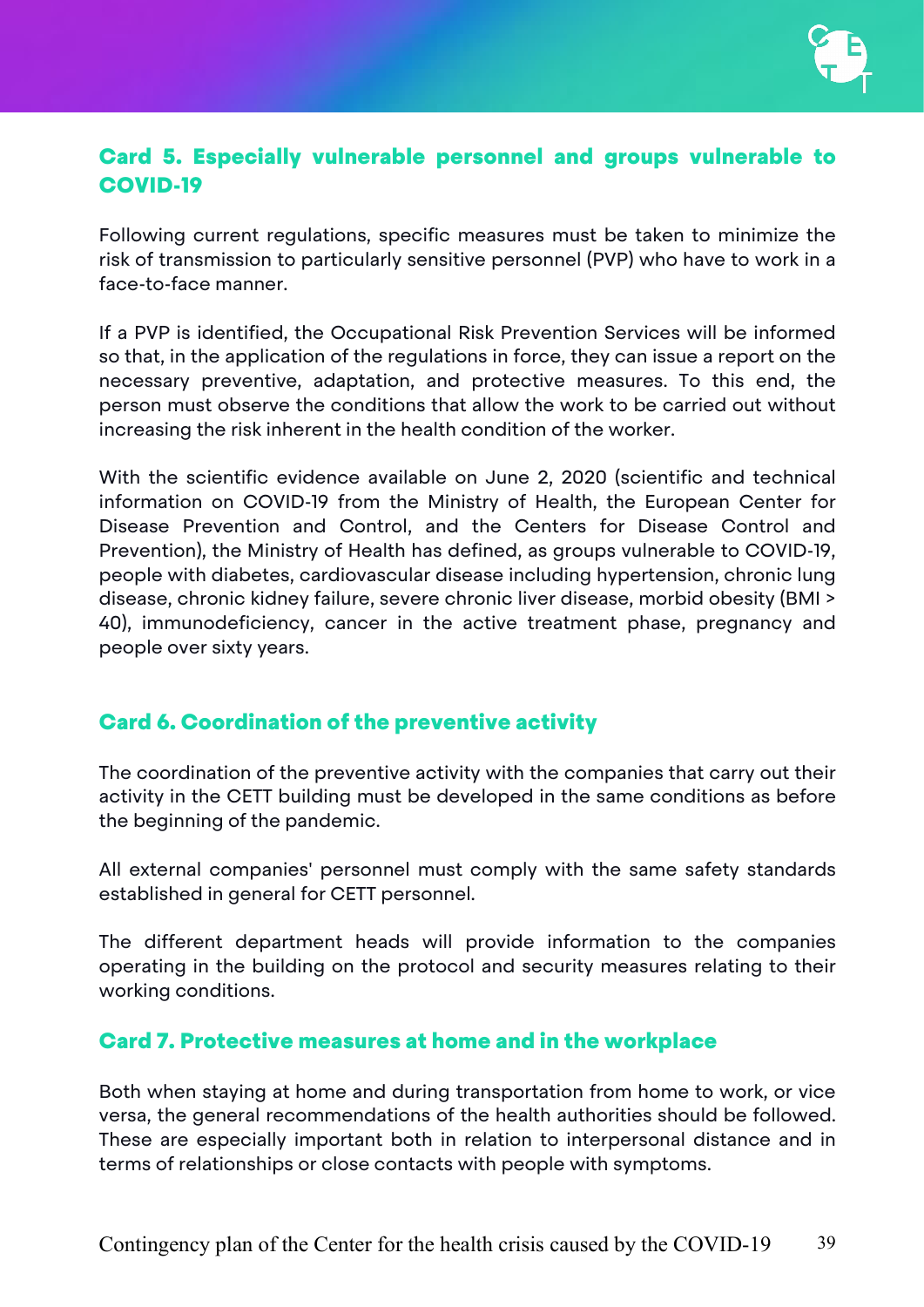## Card 5. Especially vulnerable personnel and groups vulnerable to COVID-19

Following current regulations, specific measures must be taken to minimize the risk of transmission to particularly sensitive personnel (PVP) who have to work in a face-to-face manner.

If a PVP is identified, the Occupational Risk Prevention Services will be informed so that, in the application of the regulations in force, they can issue a report on the necessary preventive, adaptation, and protective measures. To this end, the person must observe the conditions that allow the work to be carried out without increasing the risk inherent in the health condition of the worker.

With the scientific evidence available on June 2, 2020 (scientific and technical information on COVID-19 from the Ministry of Health, the European Center for Disease Prevention and Control, and the Centers for Disease Control and Prevention), the Ministry of Health has defined, as groups vulnerable to COVID-19, people with diabetes, cardiovascular disease including hypertension, chronic lung disease, chronic kidney failure, severe chronic liver disease, morbid obesity (BMI > 40), immunodeficiency, cancer in the active treatment phase, pregnancy and people over sixty years.

## Card 6. Coordination of the preventive activity

The coordination of the preventive activity with the companies that carry out their activity in the CETT building must be developed in the same conditions as before the beginning of the pandemic.

All external companies' personnel must comply with the same safety standards established in general for CETT personnel.

The different department heads will provide information to the companies operating in the building on the protocol and security measures relating to their working conditions.

## Card 7. Protective measures at home and in the workplace

Both when staying at home and during transportation from home to work, or vice versa, the general recommendations of the health authorities should be followed. These are especially important both in relation to interpersonal distance and in terms of relationships or close contacts with people with symptoms.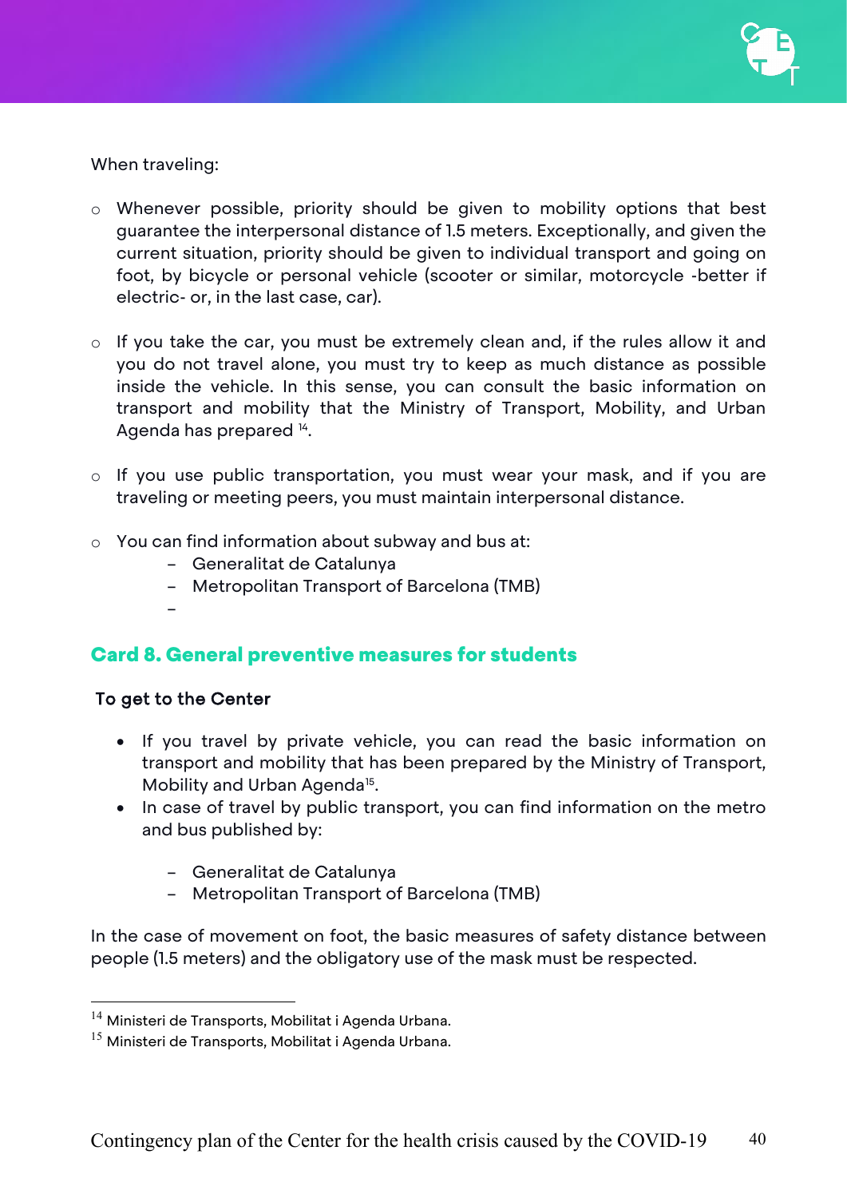When traveling:

- Whenever possible, priority should be given to mobility options that best guarantee the interpersonal distance of 1.5 meters. Exceptionally, and given the current situation, priority should be given to individual transport and going on foot, by bicycle or personal vehicle (scooter or similar, motorcycle -better if electric- or, in the last case, car).

- If you take the car, you must be extremely clean and, if the rules allow it and you do not travel alone, you must try to keep as much distance as possible inside the vehicle. In this sense, you can consult the basic information on transport and mobility that the Ministry of Transport, Mobility, and Urban Agenda has prepared [14].

- If you use public transportation, you must wear your mask, and if you are traveling or meeting peers, you must maintain interpersonal distance.

- You can find information about subway and bus at:
  - Generalitat de Catalunya
  - Metropolitan Transport of Barcelona (TMB)

## Card 8. General preventive measures for students

### To get to the Center

- If you travel by private vehicle, you can read the basic information on transport and mobility that has been prepared by the Ministry of Transport, Mobility and Urban Agenda[15].
- In case of travel by public transport, you can find information on the metro and bus published by:
  - Generalitat de Catalunya
  - Metropolitan Transport of Barcelona (TMB)

In the case of movement on foot, the basic measures of safety distance between people (1.5 meters) and the obligatory use of the mask must be respected.

---

[14] Ministeri de Transports, Mobilitat i Agenda Urbana.

[15] Ministeri de Transports, Mobilitat i Agenda Urbana.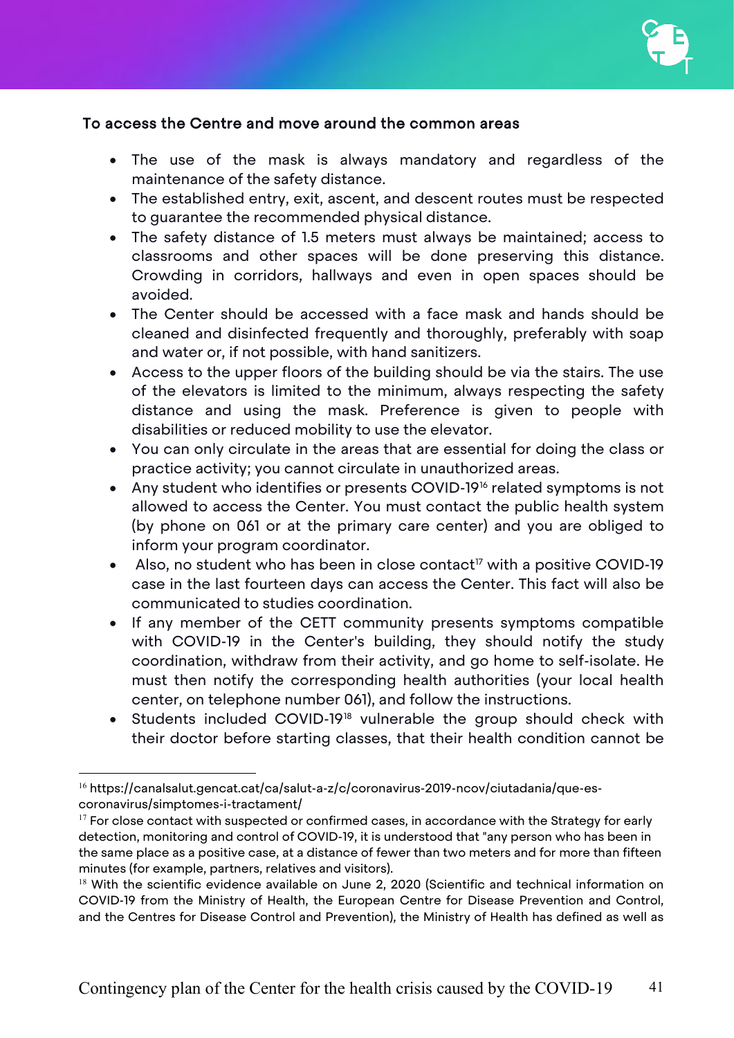**To access the Centre and move around the common areas**

- The use of the mask is always mandatory and regardless of the maintenance of the safety distance.
- The established entry, exit, ascent, and descent routes must be respected to guarantee the recommended physical distance.
- The safety distance of 1.5 meters must always be maintained; access to classrooms and other spaces will be done preserving this distance. Crowding in corridors, hallways and even in open spaces should be avoided.
- The Center should be accessed with a face mask and hands should be cleaned and disinfected frequently and thoroughly, preferably with soap and water or, if not possible, with hand sanitizers.
- Access to the upper floors of the building should be via the stairs. The use of the elevators is limited to the minimum, always respecting the safety distance and using the mask. Preference is given to people with disabilities or reduced mobility to use the elevator.
- You can only circulate in the areas that are essential for doing the class or practice activity; you cannot circulate in unauthorized areas.
- Any student who identifies or presents COVID-19[16] related symptoms is not allowed to access the Center. You must contact the public health system (by phone on 061 or at the primary care center) and you are obliged to inform your program coordinator.
- Also, no student who has been in close contact[17] with a positive COVID-19 case in the last fourteen days can access the Center. This fact will also be communicated to studies coordination.
- If any member of the CETT community presents symptoms compatible with COVID-19 in the Center's building, they should notify the study coordination, withdraw from their activity, and go home to self-isolate. He must then notify the corresponding health authorities (your local health center, on telephone number 061), and follow the instructions.
- Students included COVID-19[18] vulnerable the group should check with their doctor before starting classes, that their health condition cannot be

---

[16] https://canalsalut.gencat.cat/ca/salut-a-z/c/coronavirus-2019-ncov/ciutadania/que-es-coronavirus/simptomes-i-tractament/

[17] For close contact with suspected or confirmed cases, in accordance with the Strategy for early detection, monitoring and control of COVID-19, it is understood that "any person who has been in the same place as a positive case, at a distance of fewer than two meters and for more than fifteen minutes (for example, partners, relatives and visitors).

[18] With the scientific evidence available on June 2, 2020 (Scientific and technical information on COVID-19 from the Ministry of Health, the European Centre for Disease Prevention and Control, and the Centres for Disease Control and Prevention), the Ministry of Health has defined as well as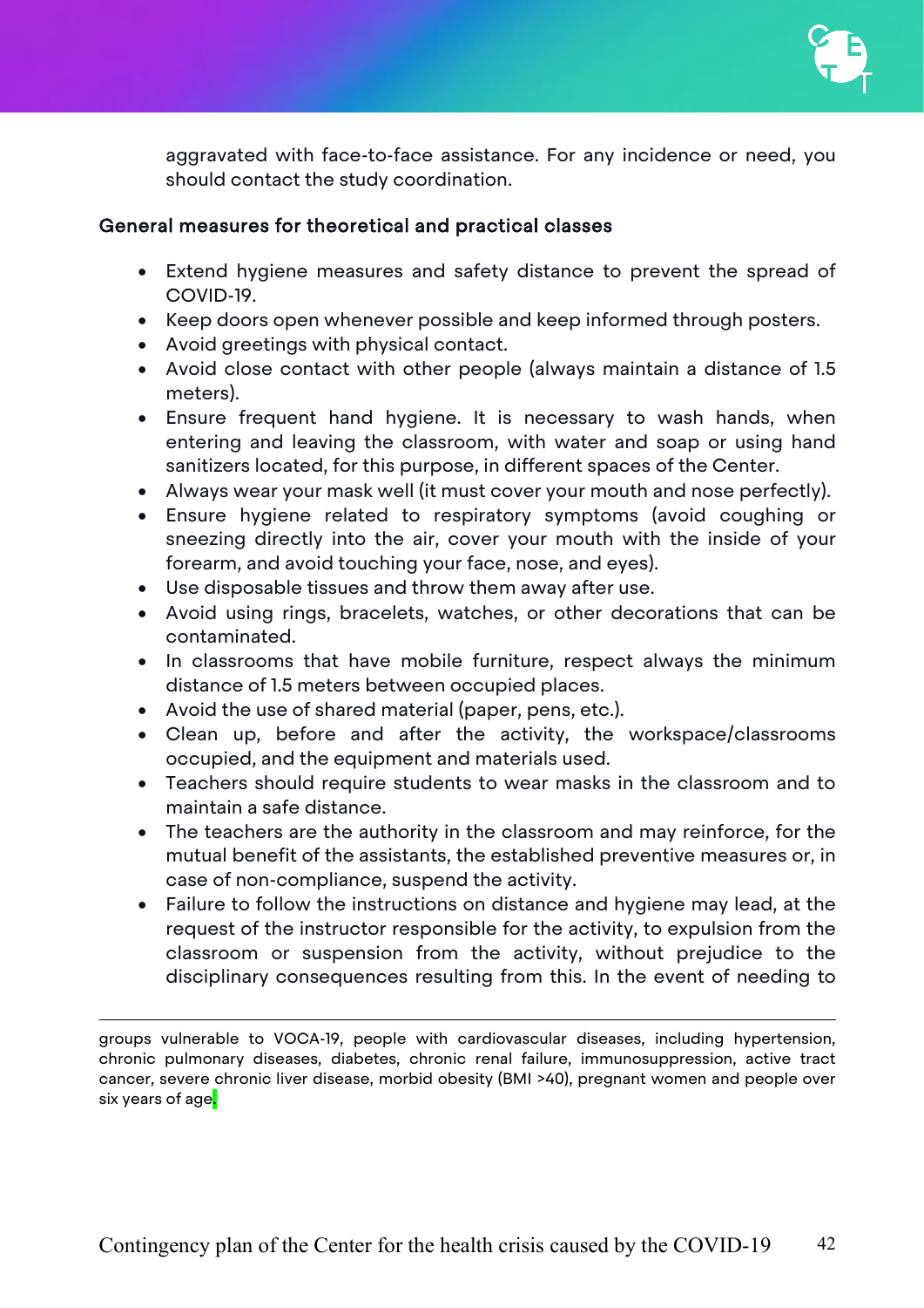aggravated with face-to-face assistance. For any incidence or need, you should contact the study coordination.

## General measures for theoretical and practical classes

- Extend hygiene measures and safety distance to prevent the spread of COVID-19.
- Keep doors open whenever possible and keep informed through posters.
- Avoid greetings with physical contact.
- Avoid close contact with other people (always maintain a distance of 1.5 meters).
- Ensure frequent hand hygiene. It is necessary to wash hands, when entering and leaving the classroom, with water and soap or using hand sanitizers located, for this purpose, in different spaces of the Center.
- Always wear your mask well (it must cover your mouth and nose perfectly).
- Ensure hygiene related to respiratory symptoms (avoid coughing or sneezing directly into the air, cover your mouth with the inside of your forearm, and avoid touching your face, nose, and eyes).
- Use disposable tissues and throw them away after use.
- Avoid using rings, bracelets, watches, or other decorations that can be contaminated.
- In classrooms that have mobile furniture, respect always the minimum distance of 1.5 meters between occupied places.
- Avoid the use of shared material (paper, pens, etc.).
- Clean up, before and after the activity, the workspace/classrooms occupied, and the equipment and materials used.
- Teachers should require students to wear masks in the classroom and to maintain a safe distance.
- The teachers are the authority in the classroom and may reinforce, for the mutual benefit of the assistants, the established preventive measures or, in case of non-compliance, suspend the activity.
- Failure to follow the instructions on distance and hygiene may lead, at the request of the instructor responsible for the activity, to expulsion from the classroom or suspension from the activity, without prejudice to the disciplinary consequences resulting from this. In the event of needing to

---

groups vulnerable to VOCA-19, people with cardiovascular diseases, including hypertension, chronic pulmonary diseases, diabetes, chronic renal failure, immunosuppression, active tract cancer, severe chronic liver disease, morbid obesity (BMI >40), pregnant women and people over six years of age.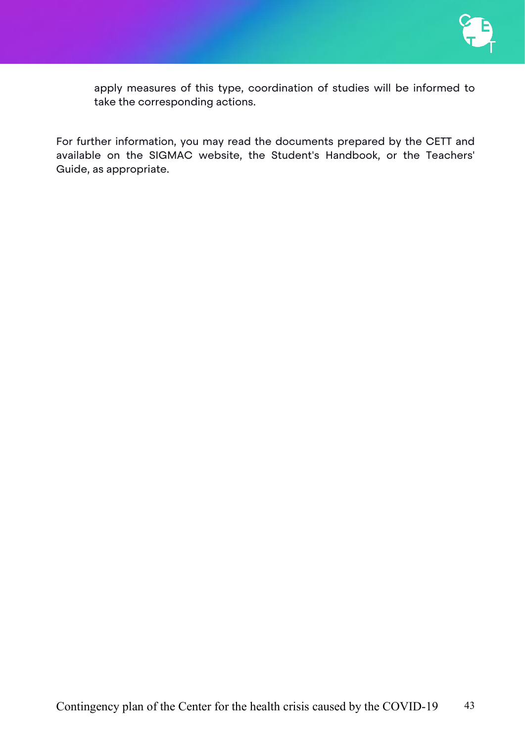apply measures of this type, coordination of studies will be informed to take the corresponding actions.

For further information, you may read the documents prepared by the CETT and available on the SIGMAC website, the Student's Handbook, or the Teachers' Guide, as appropriate.